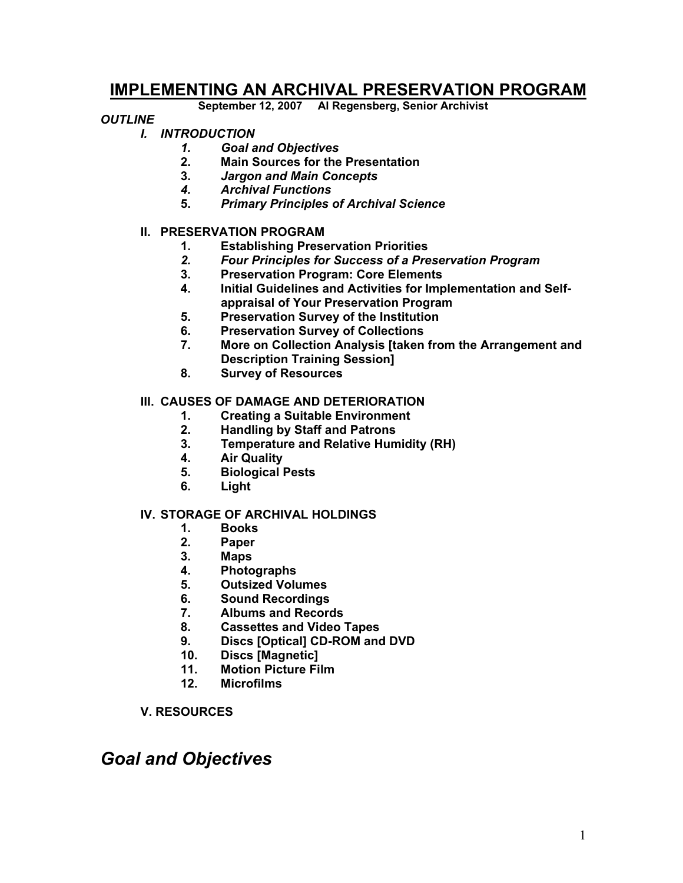# IMPLEMENTING AN ARCHIVAL PRESERVATION PROGRAM

**September 12, 2007     Al Regensberg, Senior Archivist**

***OUTLINE***

***I. INTRODUCTION***

1. ***Goal and Objectives***
2. **Main Sources for the Presentation**
3. ***Jargon and Main Concepts***
4. ***Archival Functions***
5. ***Primary Principles of Archival Science***

**II. PRESERVATION PROGRAM**

1. **Establishing Preservation Priorities**
2. ***Four Principles for Success of a Preservation Program***
3. **Preservation Program: Core Elements**
4. **Initial Guidelines and Activities for Implementation and Self-appraisal of Your Preservation Program**
5. **Preservation Survey of the Institution**
6. **Preservation Survey of Collections**
7. **More on Collection Analysis [taken from the Arrangement and Description Training Session]**
8. **Survey of Resources**

**III. CAUSES OF DAMAGE AND DETERIORATION**

1. **Creating a Suitable Environment**
2. **Handling by Staff and Patrons**
3. **Temperature and Relative Humidity (RH)**
4. **Air Quality**
5. **Biological Pests**
6. **Light**

**IV. STORAGE OF ARCHIVAL HOLDINGS**

1. **Books**
2. **Paper**
3. **Maps**
4. **Photographs**
5. **Outsized Volumes**
6. **Sound Recordings**
7. **Albums and Records**
8. **Cassettes and Video Tapes**
9. **Discs [Optical] CD-ROM and DVD**
10. **Discs [Magnetic]**
11. **Motion Picture Film**
12. **Microfilms**

**V. RESOURCES**

## *Goal and Objectives*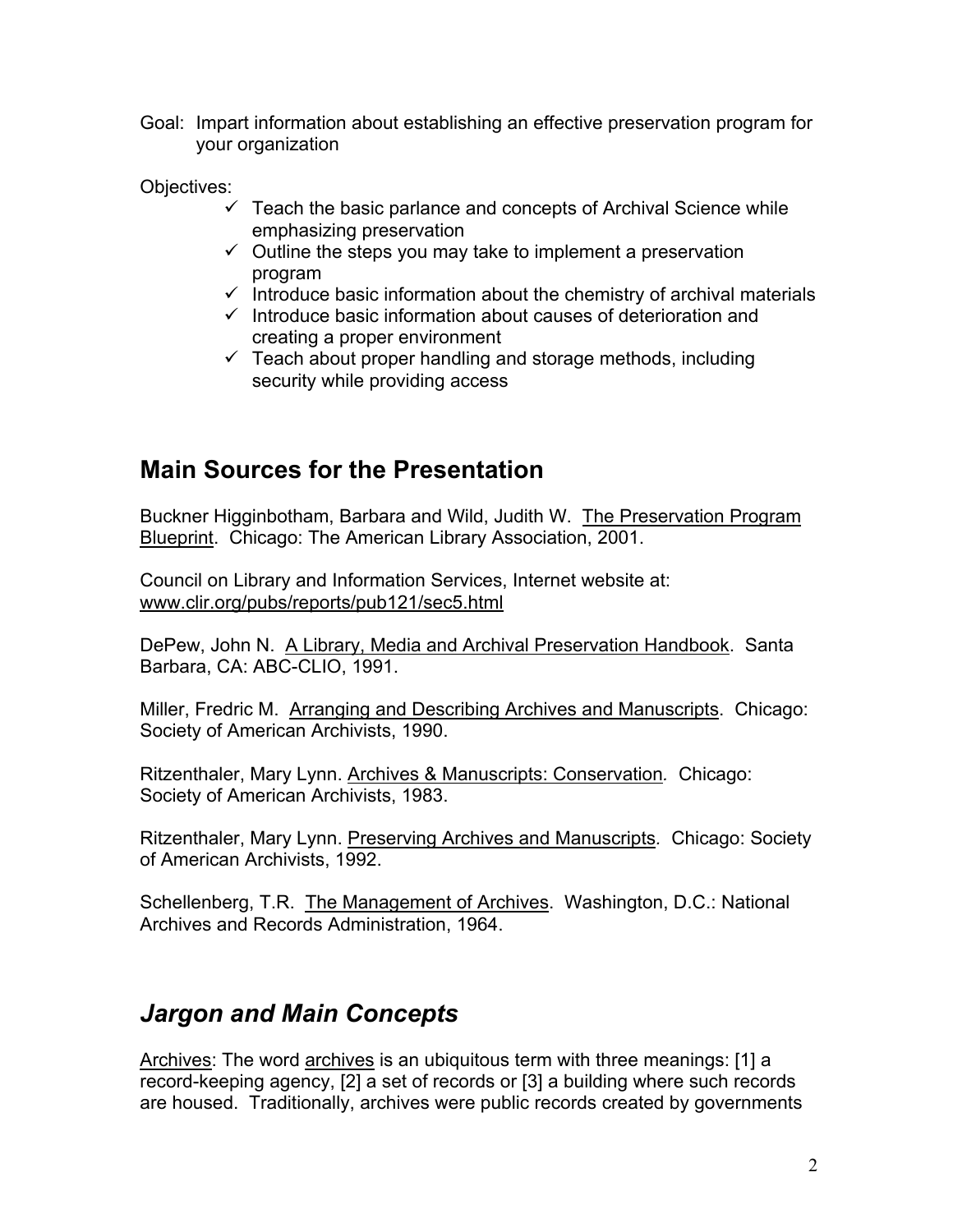Goal: Impart information about establishing an effective preservation program for your organization

Objectives:

- ✓ Teach the basic parlance and concepts of Archival Science while emphasizing preservation
- ✓ Outline the steps you may take to implement a preservation program
- ✓ Introduce basic information about the chemistry of archival materials
- ✓ Introduce basic information about causes of deterioration and creating a proper environment
- ✓ Teach about proper handling and storage methods, including security while providing access

## Main Sources for the Presentation

Buckner Higginbotham, Barbara and Wild, Judith W. The Preservation Program Blueprint. Chicago: The American Library Association, 2001.

Council on Library and Information Services, Internet website at: www.clir.org/pubs/reports/pub121/sec5.html

DePew, John N. A Library, Media and Archival Preservation Handbook. Santa Barbara, CA: ABC-CLIO, 1991.

Miller, Fredric M. Arranging and Describing Archives and Manuscripts. Chicago: Society of American Archivists, 1990.

Ritzenthaler, Mary Lynn. Archives & Manuscripts: Conservation. Chicago: Society of American Archivists, 1983.

Ritzenthaler, Mary Lynn. Preserving Archives and Manuscripts. Chicago: Society of American Archivists, 1992.

Schellenberg, T.R. The Management of Archives. Washington, D.C.: National Archives and Records Administration, 1964.

## *Jargon and Main Concepts*

Archives: The word archives is an ubiquitous term with three meanings: [1] a record-keeping agency, [2] a set of records or [3] a building where such records are housed. Traditionally, archives were public records created by governments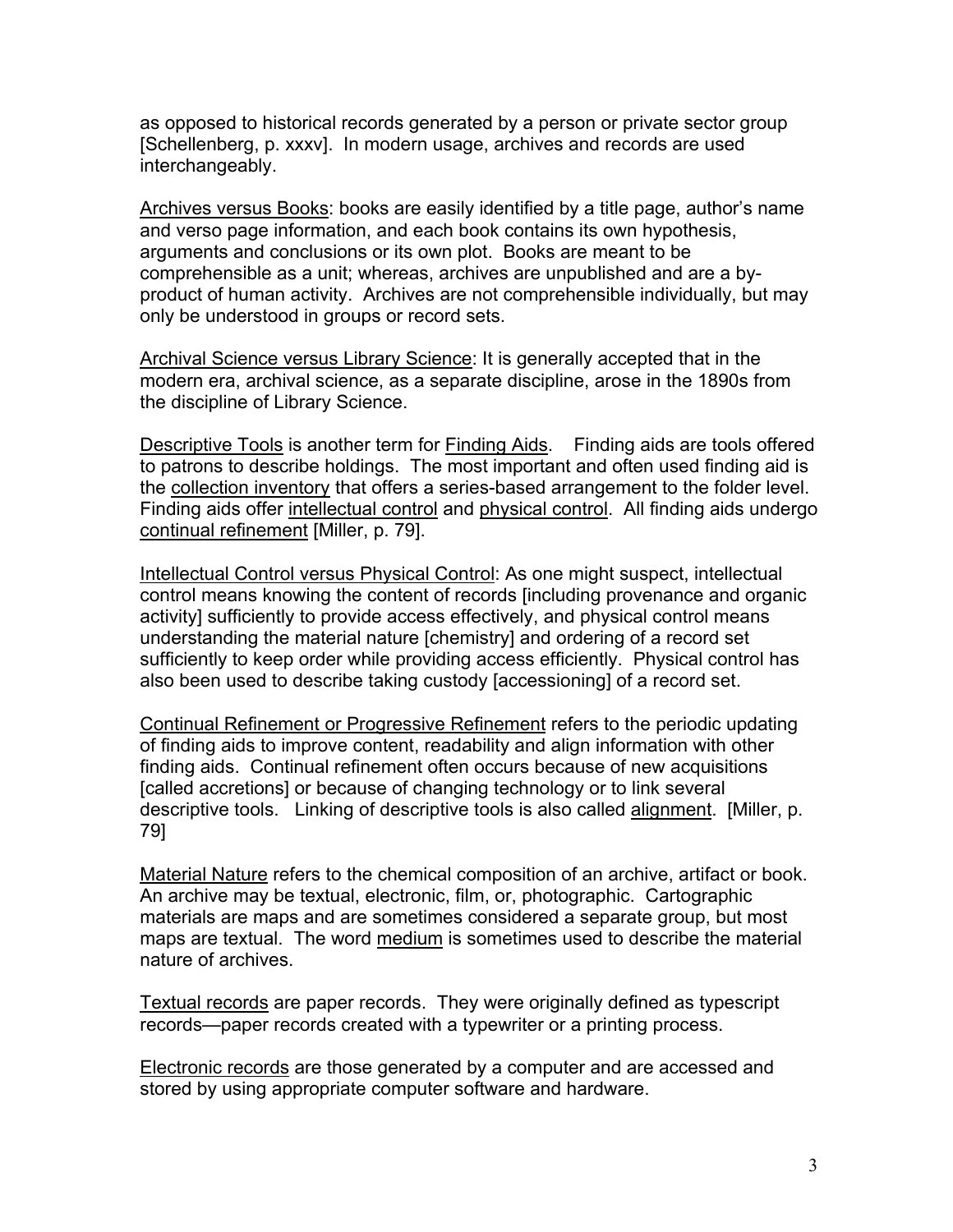as opposed to historical records generated by a person or private sector group [Schellenberg, p. xxxv]. In modern usage, archives and records are used interchangeably.

<u>Archives versus Books</u>: books are easily identified by a title page, author's name and verso page information, and each book contains its own hypothesis, arguments and conclusions or its own plot. Books are meant to be comprehensible as a unit; whereas, archives are unpublished and are a by-product of human activity. Archives are not comprehensible individually, but may only be understood in groups or record sets.

<u>Archival Science versus Library Science</u>: It is generally accepted that in the modern era, archival science, as a separate discipline, arose in the 1890s from the discipline of Library Science.

<u>Descriptive Tools</u> is another term for <u>Finding Aids</u>. Finding aids are tools offered to patrons to describe holdings. The most important and often used finding aid is the <u>collection inventory</u> that offers a series-based arrangement to the folder level. Finding aids offer <u>intellectual control</u> and <u>physical control</u>. All finding aids undergo <u>continual refinement</u> [Miller, p. 79].

<u>Intellectual Control versus Physical Control</u>: As one might suspect, intellectual control means knowing the content of records [including provenance and organic activity] sufficiently to provide access effectively, and physical control means understanding the material nature [chemistry] and ordering of a record set sufficiently to keep order while providing access efficiently. Physical control has also been used to describe taking custody [accessioning] of a record set.

<u>Continual Refinement or Progressive Refinement</u> refers to the periodic updating of finding aids to improve content, readability and align information with other finding aids. Continual refinement often occurs because of new acquisitions [called accretions] or because of changing technology or to link several descriptive tools. Linking of descriptive tools is also called <u>alignment</u>. [Miller, p. 79]

<u>Material Nature</u> refers to the chemical composition of an archive, artifact or book. An archive may be textual, electronic, film, or, photographic. Cartographic materials are maps and are sometimes considered a separate group, but most maps are textual. The word <u>medium</u> is sometimes used to describe the material nature of archives.

<u>Textual records</u> are paper records. They were originally defined as typescript records—paper records created with a typewriter or a printing process.

<u>Electronic records</u> are those generated by a computer and are accessed and stored by using appropriate computer software and hardware.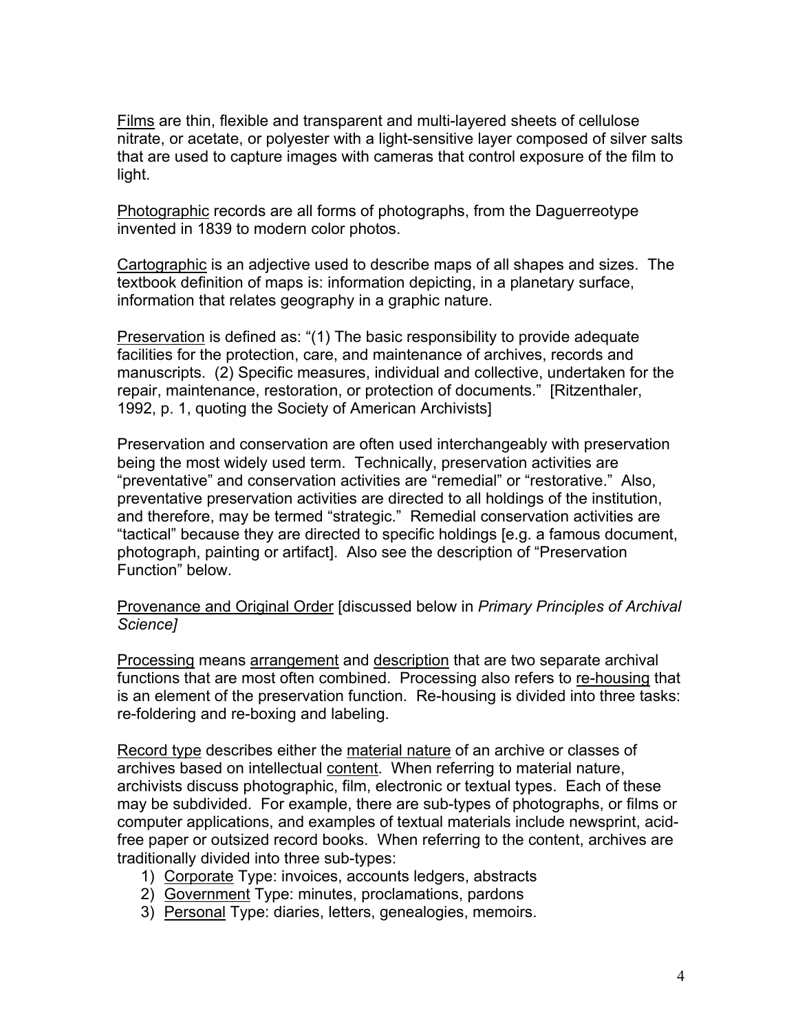Films are thin, flexible and transparent and multi-layered sheets of cellulose nitrate, or acetate, or polyester with a light-sensitive layer composed of silver salts that are used to capture images with cameras that control exposure of the film to light.

Photographic records are all forms of photographs, from the Daguerreotype invented in 1839 to modern color photos.

Cartographic is an adjective used to describe maps of all shapes and sizes. The textbook definition of maps is: information depicting, in a planetary surface, information that relates geography in a graphic nature.

Preservation is defined as: "(1) The basic responsibility to provide adequate facilities for the protection, care, and maintenance of archives, records and manuscripts. (2) Specific measures, individual and collective, undertaken for the repair, maintenance, restoration, or protection of documents." [Ritzenthaler, 1992, p. 1, quoting the Society of American Archivists]

Preservation and conservation are often used interchangeably with preservation being the most widely used term. Technically, preservation activities are "preventative" and conservation activities are "remedial" or "restorative." Also, preventative preservation activities are directed to all holdings of the institution, and therefore, may be termed "strategic." Remedial conservation activities are "tactical" because they are directed to specific holdings [e.g. a famous document, photograph, painting or artifact]. Also see the description of "Preservation Function" below.

Provenance and Original Order [discussed below in *Primary Principles of Archival Science]*

Processing means arrangement and description that are two separate archival functions that are most often combined. Processing also refers to re-housing that is an element of the preservation function. Re-housing is divided into three tasks: re-foldering and re-boxing and labeling.

Record type describes either the material nature of an archive or classes of archives based on intellectual content. When referring to material nature, archivists discuss photographic, film, electronic or textual types. Each of these may be subdivided. For example, there are sub-types of photographs, or films or computer applications, and examples of textual materials include newsprint, acid-free paper or outsized record books. When referring to the content, archives are traditionally divided into three sub-types:

1) Corporate Type: invoices, accounts ledgers, abstracts
2) Government Type: minutes, proclamations, pardons
3) Personal Type: diaries, letters, genealogies, memoirs.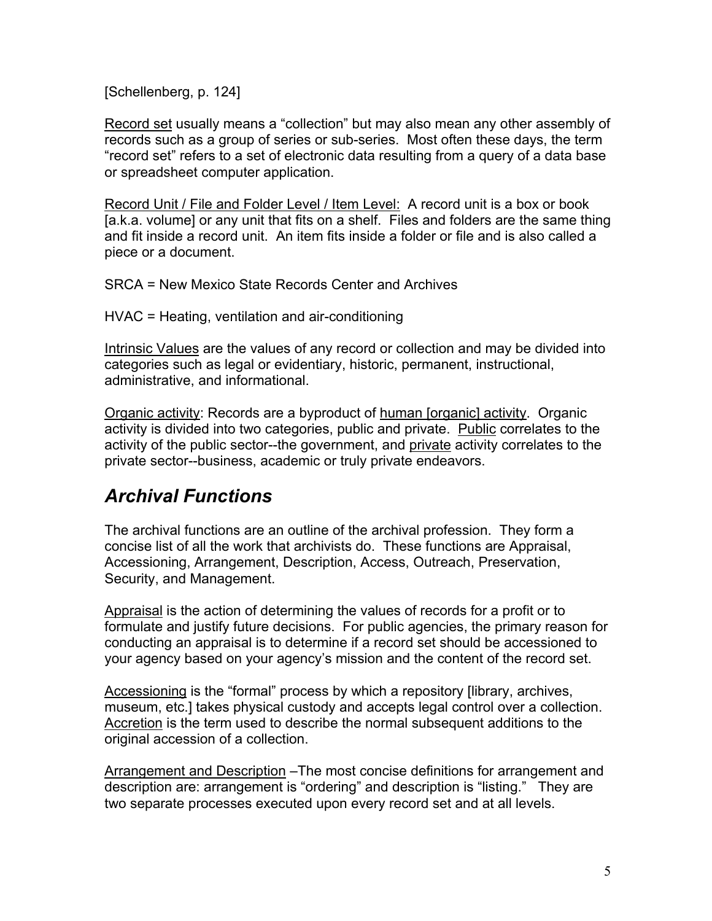[Schellenberg, p. 124]

<u>Record set</u> usually means a "collection" but may also mean any other assembly of records such as a group of series or sub-series. Most often these days, the term "record set" refers to a set of electronic data resulting from a query of a data base or spreadsheet computer application.

<u>Record Unit / File and Folder Level / Item Level:</u> A record unit is a box or book [a.k.a. volume] or any unit that fits on a shelf. Files and folders are the same thing and fit inside a record unit. An item fits inside a folder or file and is also called a piece or a document.

SRCA = New Mexico State Records Center and Archives

HVAC = Heating, ventilation and air-conditioning

<u>Intrinsic Values</u> are the values of any record or collection and may be divided into categories such as legal or evidentiary, historic, permanent, instructional, administrative, and informational.

<u>Organic activity</u>: Records are a byproduct of <u>human [organic] activity</u>. Organic activity is divided into two categories, public and private. <u>Public</u> correlates to the activity of the public sector--the government, and <u>private</u> activity correlates to the private sector--business, academic or truly private endeavors.

## *Archival Functions*

The archival functions are an outline of the archival profession. They form a concise list of all the work that archivists do. These functions are Appraisal, Accessioning, Arrangement, Description, Access, Outreach, Preservation, Security, and Management.

<u>Appraisal</u> is the action of determining the values of records for a profit or to formulate and justify future decisions. For public agencies, the primary reason for conducting an appraisal is to determine if a record set should be accessioned to your agency based on your agency's mission and the content of the record set.

<u>Accessioning</u> is the "formal" process by which a repository [library, archives, museum, etc.] takes physical custody and accepts legal control over a collection. <u>Accretion</u> is the term used to describe the normal subsequent additions to the original accession of a collection.

<u>Arrangement and Description</u> –The most concise definitions for arrangement and description are: arrangement is "ordering" and description is "listing." They are two separate processes executed upon every record set and at all levels.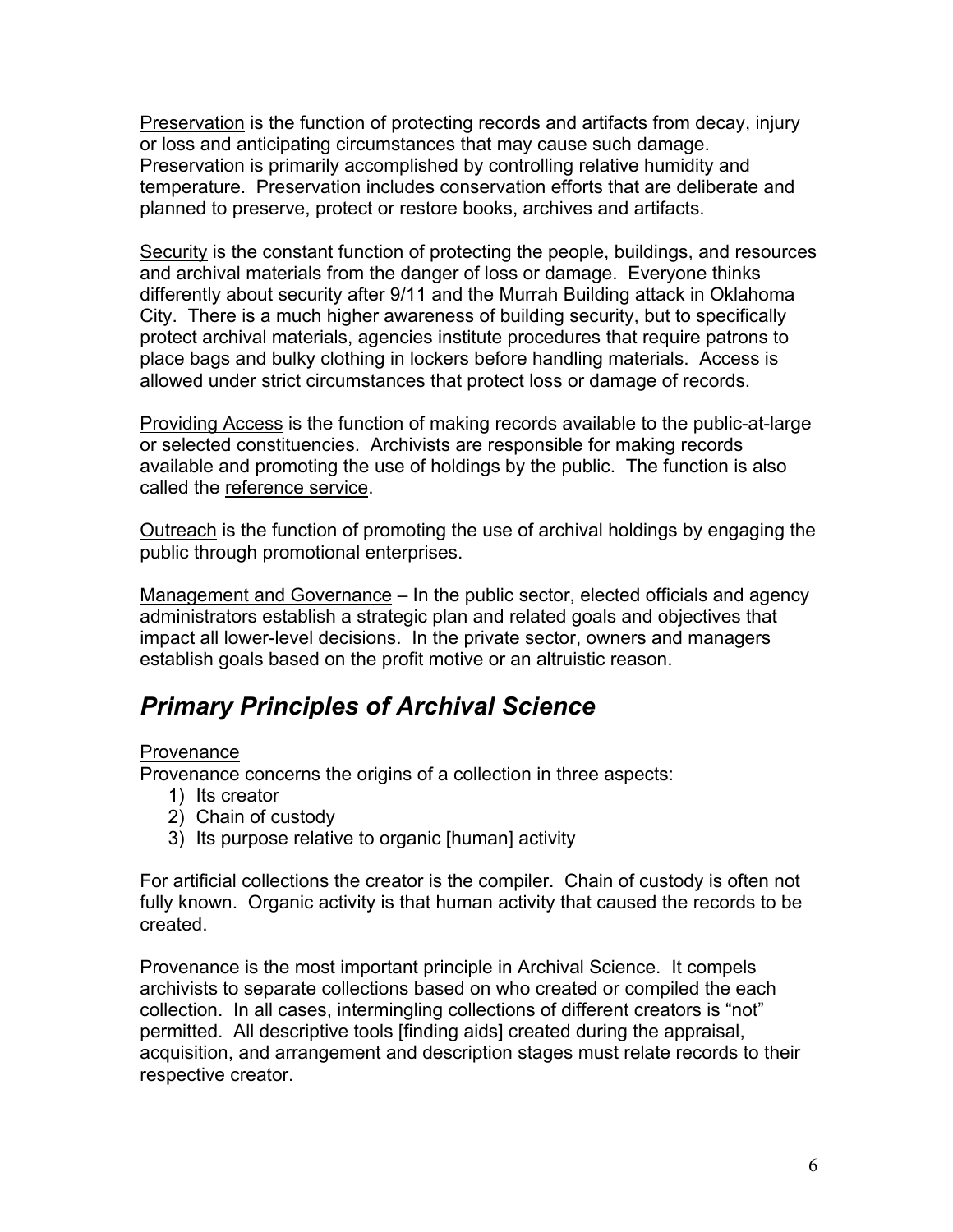Preservation is the function of protecting records and artifacts from decay, injury or loss and anticipating circumstances that may cause such damage. Preservation is primarily accomplished by controlling relative humidity and temperature. Preservation includes conservation efforts that are deliberate and planned to preserve, protect or restore books, archives and artifacts.

Security is the constant function of protecting the people, buildings, and resources and archival materials from the danger of loss or damage. Everyone thinks differently about security after 9/11 and the Murrah Building attack in Oklahoma City. There is a much higher awareness of building security, but to specifically protect archival materials, agencies institute procedures that require patrons to place bags and bulky clothing in lockers before handling materials. Access is allowed under strict circumstances that protect loss or damage of records.

Providing Access is the function of making records available to the public-at-large or selected constituencies. Archivists are responsible for making records available and promoting the use of holdings by the public. The function is also called the reference service.

Outreach is the function of promoting the use of archival holdings by engaging the public through promotional enterprises.

Management and Governance – In the public sector, elected officials and agency administrators establish a strategic plan and related goals and objectives that impact all lower-level decisions. In the private sector, owners and managers establish goals based on the profit motive or an altruistic reason.

## *Primary Principles of Archival Science*

Provenance

Provenance concerns the origins of a collection in three aspects:

1) Its creator
2) Chain of custody
3) Its purpose relative to organic [human] activity

For artificial collections the creator is the compiler. Chain of custody is often not fully known. Organic activity is that human activity that caused the records to be created.

Provenance is the most important principle in Archival Science. It compels archivists to separate collections based on who created or compiled the each collection. In all cases, intermingling collections of different creators is “not” permitted. All descriptive tools [finding aids] created during the appraisal, acquisition, and arrangement and description stages must relate records to their respective creator.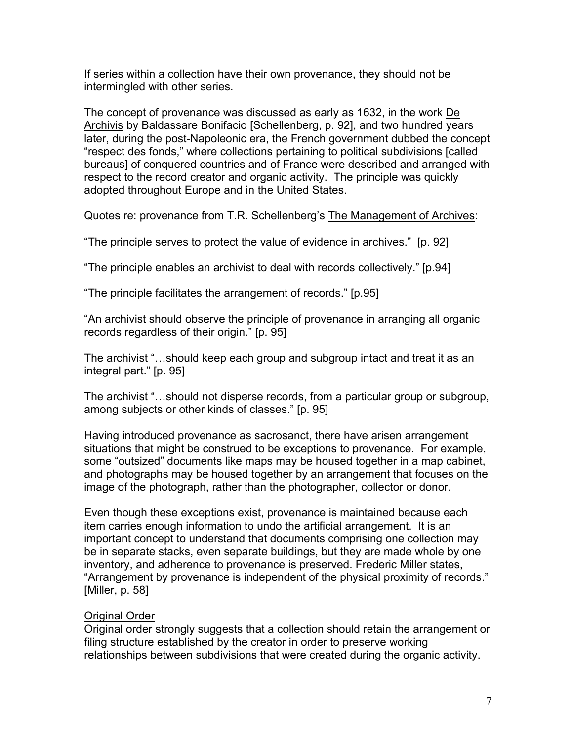If series within a collection have their own provenance, they should not be intermingled with other series.

The concept of provenance was discussed as early as 1632, in the work De Archivis by Baldassare Bonifacio [Schellenberg, p. 92], and two hundred years later, during the post-Napoleonic era, the French government dubbed the concept "respect des fonds," where collections pertaining to political subdivisions [called bureaus] of conquered countries and of France were described and arranged with respect to the record creator and organic activity. The principle was quickly adopted throughout Europe and in the United States.

Quotes re: provenance from T.R. Schellenberg's The Management of Archives:

"The principle serves to protect the value of evidence in archives." [p. 92]

"The principle enables an archivist to deal with records collectively." [p.94]

"The principle facilitates the arrangement of records." [p.95]

"An archivist should observe the principle of provenance in arranging all organic records regardless of their origin." [p. 95]

The archivist "…should keep each group and subgroup intact and treat it as an integral part." [p. 95]

The archivist "…should not disperse records, from a particular group or subgroup, among subjects or other kinds of classes." [p. 95]

Having introduced provenance as sacrosanct, there have arisen arrangement situations that might be construed to be exceptions to provenance. For example, some "outsized" documents like maps may be housed together in a map cabinet, and photographs may be housed together by an arrangement that focuses on the image of the photograph, rather than the photographer, collector or donor.

Even though these exceptions exist, provenance is maintained because each item carries enough information to undo the artificial arrangement. It is an important concept to understand that documents comprising one collection may be in separate stacks, even separate buildings, but they are made whole by one inventory, and adherence to provenance is preserved. Frederic Miller states, "Arrangement by provenance is independent of the physical proximity of records." [Miller, p. 58]

## Original Order

Original order strongly suggests that a collection should retain the arrangement or filing structure established by the creator in order to preserve working relationships between subdivisions that were created during the organic activity.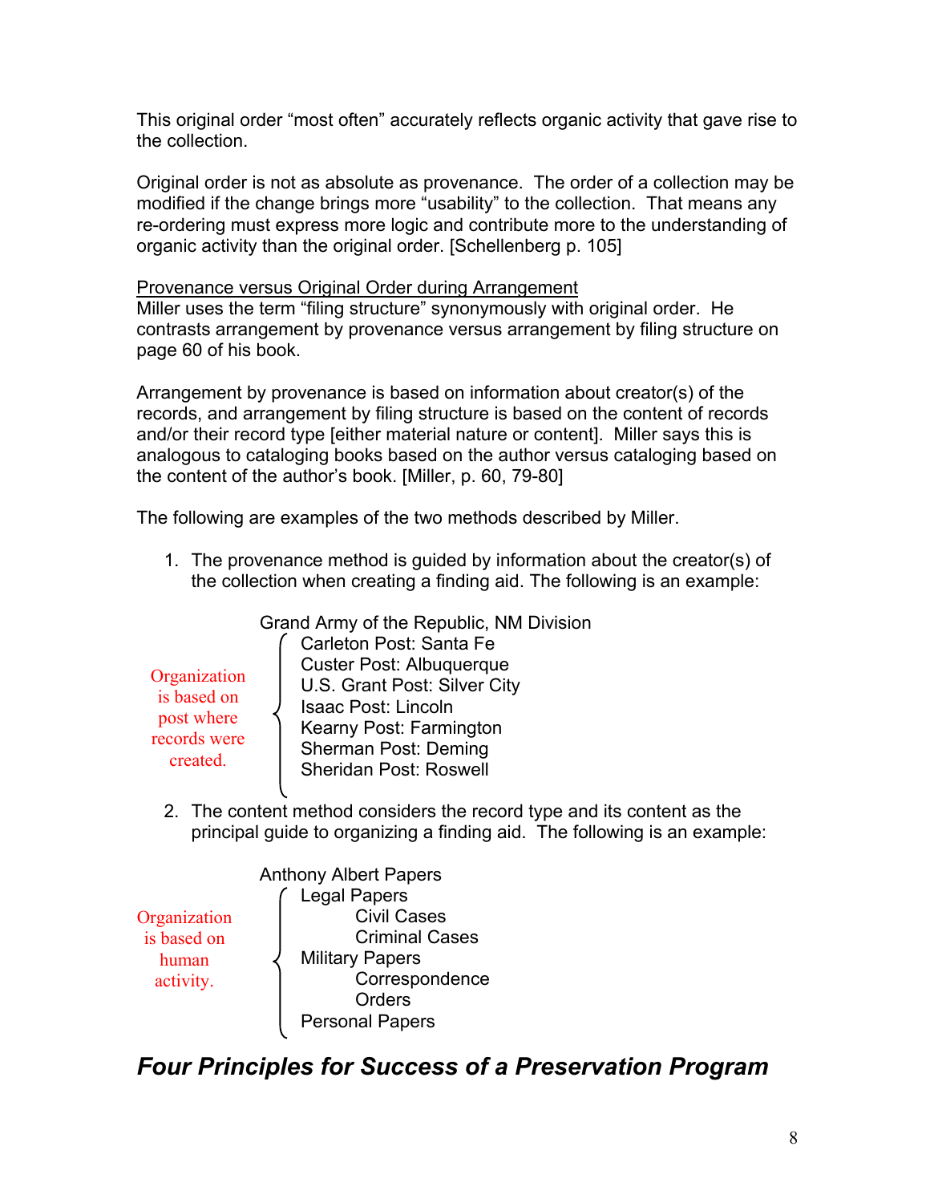This original order "most often" accurately reflects organic activity that gave rise to the collection.

Original order is not as absolute as provenance. The order of a collection may be modified if the change brings more "usability" to the collection. That means any re-ordering must express more logic and contribute more to the understanding of organic activity than the original order. [Schellenberg p. 105]

<u>Provenance versus Original Order during Arrangement</u>

Miller uses the term "filing structure" synonymously with original order. He contrasts arrangement by provenance versus arrangement by filing structure on page 60 of his book.

Arrangement by provenance is based on information about creator(s) of the records, and arrangement by filing structure is based on the content of records and/or their record type [either material nature or content]. Miller says this is analogous to cataloging books based on the author versus cataloging based on the content of the author's book. [Miller, p. 60, 79-80]

The following are examples of the two methods described by Miller.

1. The provenance method is guided by information about the creator(s) of the collection when creating a finding aid. The following is an example:

   *Organization is based on post where records were created.*

   Grand Army of the Republic, NM Division
   - Carleton Post: Santa Fe
   - Custer Post: Albuquerque
   - U.S. Grant Post: Silver City
   - Isaac Post: Lincoln
   - Kearny Post: Farmington
   - Sherman Post: Deming
   - Sheridan Post: Roswell

2. The content method considers the record type and its content as the principal guide to organizing a finding aid. The following is an example:

   *Organization is based on human activity.*

   Anthony Albert Papers
   - Legal Papers
     - Civil Cases
     - Criminal Cases
   - Military Papers
     - Correspondence
     - Orders
   - Personal Papers

## *Four Principles for Success of a Preservation Program*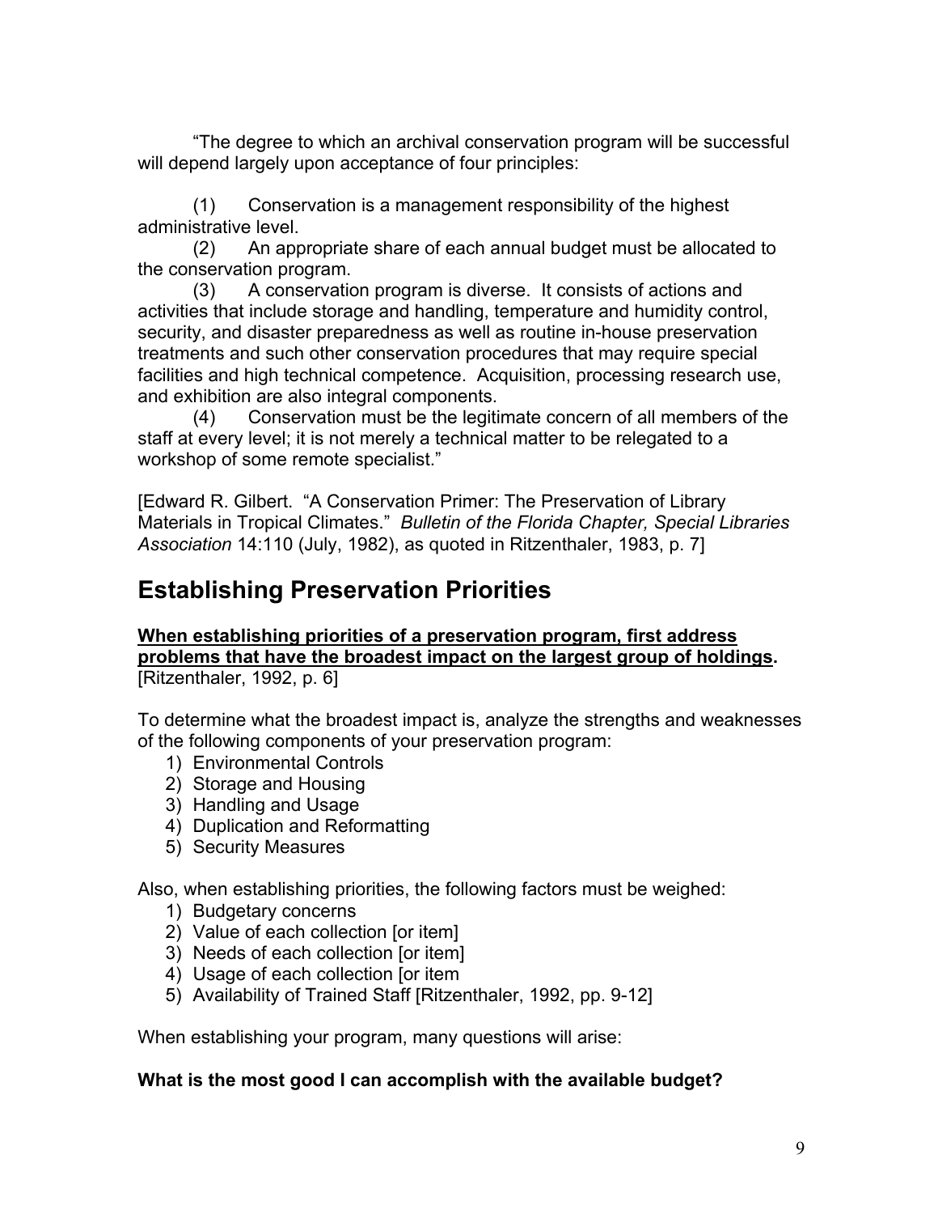"The degree to which an archival conservation program will be successful will depend largely upon acceptance of four principles:

(1) Conservation is a management responsibility of the highest administrative level.
(2) An appropriate share of each annual budget must be allocated to the conservation program.
(3) A conservation program is diverse. It consists of actions and activities that include storage and handling, temperature and humidity control, security, and disaster preparedness as well as routine in-house preservation treatments and such other conservation procedures that may require special facilities and high technical competence. Acquisition, processing research use, and exhibition are also integral components.
(4) Conservation must be the legitimate concern of all members of the staff at every level; it is not merely a technical matter to be relegated to a workshop of some remote specialist."

[Edward R. Gilbert. "A Conservation Primer: The Preservation of Library Materials in Tropical Climates." *Bulletin of the Florida Chapter, Special Libraries Association* 14:110 (July, 1982), as quoted in Ritzenthaler, 1983, p. 7]

## Establishing Preservation Priorities

**When establishing priorities of a preservation program, first address problems that have the broadest impact on the largest group of holdings.** [Ritzenthaler, 1992, p. 6]

To determine what the broadest impact is, analyze the strengths and weaknesses of the following components of your preservation program:

1) Environmental Controls
2) Storage and Housing
3) Handling and Usage
4) Duplication and Reformatting
5) Security Measures

Also, when establishing priorities, the following factors must be weighed:

1) Budgetary concerns
2) Value of each collection [or item]
3) Needs of each collection [or item]
4) Usage of each collection [or item
5) Availability of Trained Staff [Ritzenthaler, 1992, pp. 9-12]

When establishing your program, many questions will arise:

**What is the most good I can accomplish with the available budget?**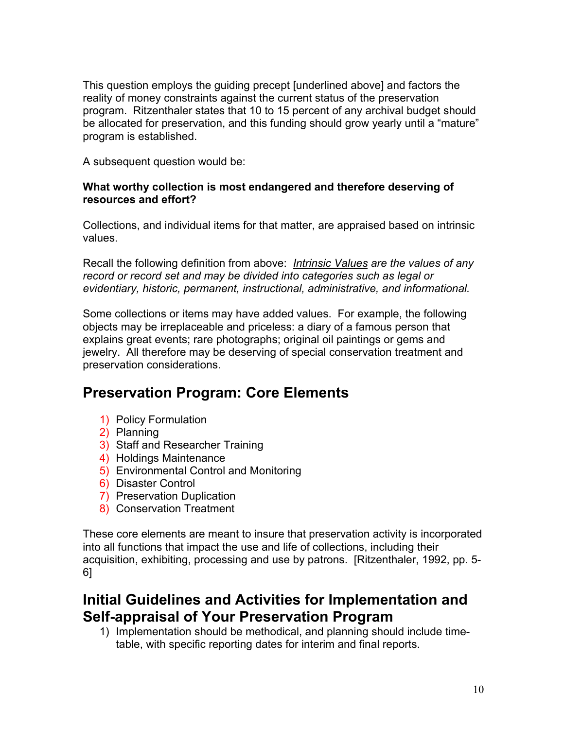This question employs the guiding precept [underlined above] and factors the reality of money constraints against the current status of the preservation program. Ritzenthaler states that 10 to 15 percent of any archival budget should be allocated for preservation, and this funding should grow yearly until a "mature" program is established.

A subsequent question would be:

**What worthy collection is most endangered and therefore deserving of resources and effort?**

Collections, and individual items for that matter, are appraised based on intrinsic values.

Recall the following definition from above: *Intrinsic Values are the values of any record or record set and may be divided into categories such as legal or evidentiary, historic, permanent, instructional, administrative, and informational.*

Some collections or items may have added values. For example, the following objects may be irreplaceable and priceless: a diary of a famous person that explains great events; rare photographs; original oil paintings or gems and jewelry. All therefore may be deserving of special conservation treatment and preservation considerations.

## Preservation Program: Core Elements

1) Policy Formulation
2) Planning
3) Staff and Researcher Training
4) Holdings Maintenance
5) Environmental Control and Monitoring
6) Disaster Control
7) Preservation Duplication
8) Conservation Treatment

These core elements are meant to insure that preservation activity is incorporated into all functions that impact the use and life of collections, including their acquisition, exhibiting, processing and use by patrons. [Ritzenthaler, 1992, pp. 5-6]

## Initial Guidelines and Activities for Implementation and Self-appraisal of Your Preservation Program

1) Implementation should be methodical, and planning should include time-table, with specific reporting dates for interim and final reports.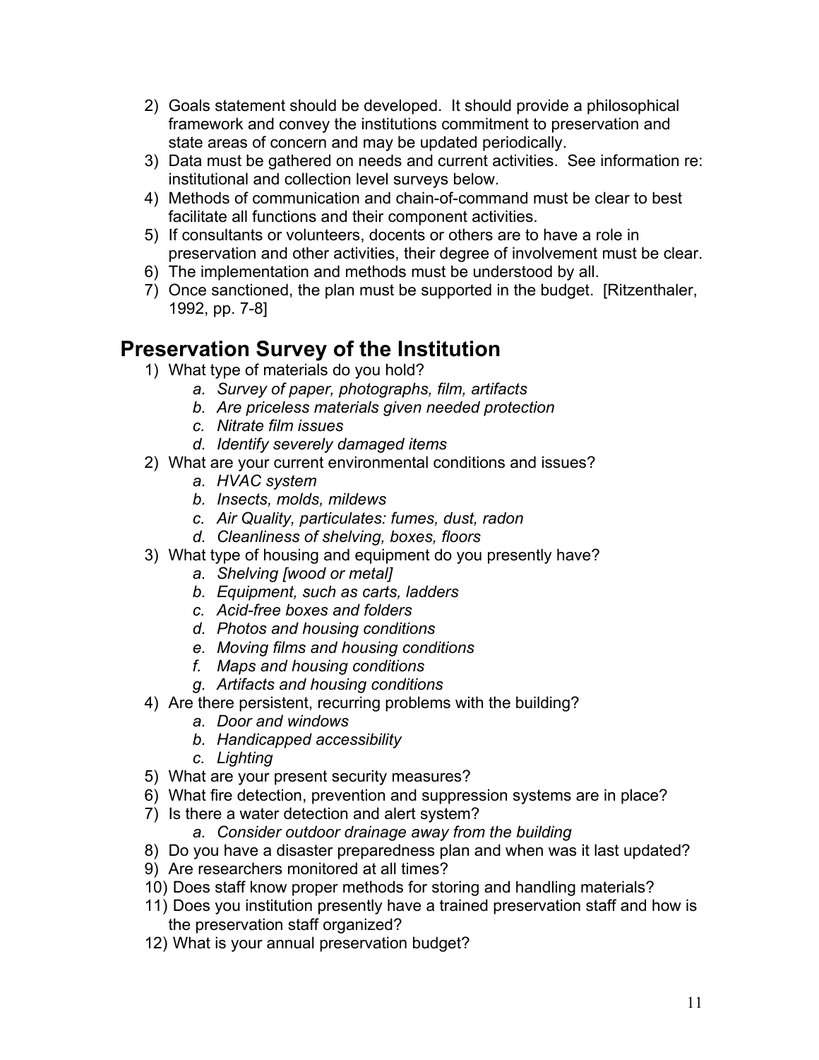2) Goals statement should be developed. It should provide a philosophical framework and convey the institutions commitment to preservation and state areas of concern and may be updated periodically.
3) Data must be gathered on needs and current activities. See information re: institutional and collection level surveys below.
4) Methods of communication and chain-of-command must be clear to best facilitate all functions and their component activities.
5) If consultants or volunteers, docents or others are to have a role in preservation and other activities, their degree of involvement must be clear.
6) The implementation and methods must be understood by all.
7) Once sanctioned, the plan must be supported in the budget. [Ritzenthaler, 1992, pp. 7-8]

## Preservation Survey of the Institution

1) What type of materials do you hold?
    a. *Survey of paper, photographs, film, artifacts*
    b. *Are priceless materials given needed protection*
    c. *Nitrate film issues*
    d. *Identify severely damaged items*
2) What are your current environmental conditions and issues?
    a. *HVAC system*
    b. *Insects, molds, mildews*
    c. *Air Quality, particulates: fumes, dust, radon*
    d. *Cleanliness of shelving, boxes, floors*
3) What type of housing and equipment do you presently have?
    a. *Shelving [wood or metal]*
    b. *Equipment, such as carts, ladders*
    c. *Acid-free boxes and folders*
    d. *Photos and housing conditions*
    e. *Moving films and housing conditions*
    f. *Maps and housing conditions*
    g. *Artifacts and housing conditions*
4) Are there persistent, recurring problems with the building?
    a. *Door and windows*
    b. *Handicapped accessibility*
    c. *Lighting*
5) What are your present security measures?
6) What fire detection, prevention and suppression systems are in place?
7) Is there a water detection and alert system?
    a. *Consider outdoor drainage away from the building*
8) Do you have a disaster preparedness plan and when was it last updated?
9) Are researchers monitored at all times?
10) Does staff know proper methods for storing and handling materials?
11) Does you institution presently have a trained preservation staff and how is the preservation staff organized?
12) What is your annual preservation budget?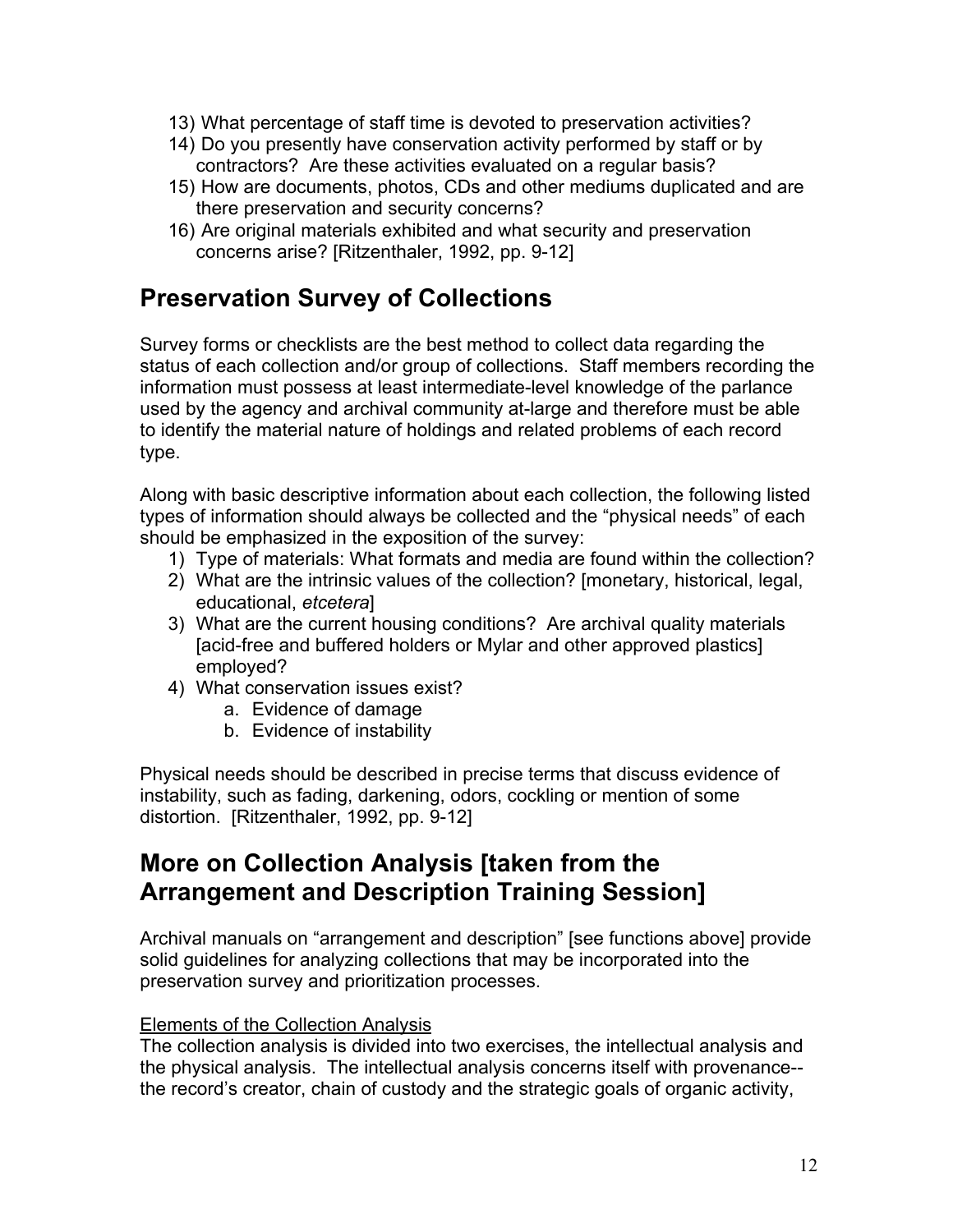13) What percentage of staff time is devoted to preservation activities?
14) Do you presently have conservation activity performed by staff or by contractors? Are these activities evaluated on a regular basis?
15) How are documents, photos, CDs and other mediums duplicated and are there preservation and security concerns?
16) Are original materials exhibited and what security and preservation concerns arise? [Ritzenthaler, 1992, pp. 9-12]

## Preservation Survey of Collections

Survey forms or checklists are the best method to collect data regarding the status of each collection and/or group of collections. Staff members recording the information must possess at least intermediate-level knowledge of the parlance used by the agency and archival community at-large and therefore must be able to identify the material nature of holdings and related problems of each record type.

Along with basic descriptive information about each collection, the following listed types of information should always be collected and the "physical needs" of each should be emphasized in the exposition of the survey:

1) Type of materials: What formats and media are found within the collection?
2) What are the intrinsic values of the collection? [monetary, historical, legal, educational, *etcetera*]
3) What are the current housing conditions? Are archival quality materials [acid-free and buffered holders or Mylar and other approved plastics] employed?
4) What conservation issues exist?
    a. Evidence of damage
    b. Evidence of instability

Physical needs should be described in precise terms that discuss evidence of instability, such as fading, darkening, odors, cockling or mention of some distortion. [Ritzenthaler, 1992, pp. 9-12]

## More on Collection Analysis [taken from the Arrangement and Description Training Session]

Archival manuals on "arrangement and description" [see functions above] provide solid guidelines for analyzing collections that may be incorporated into the preservation survey and prioritization processes.

<u>Elements of the Collection Analysis</u>

The collection analysis is divided into two exercises, the intellectual analysis and the physical analysis. The intellectual analysis concerns itself with provenance--the record's creator, chain of custody and the strategic goals of organic activity,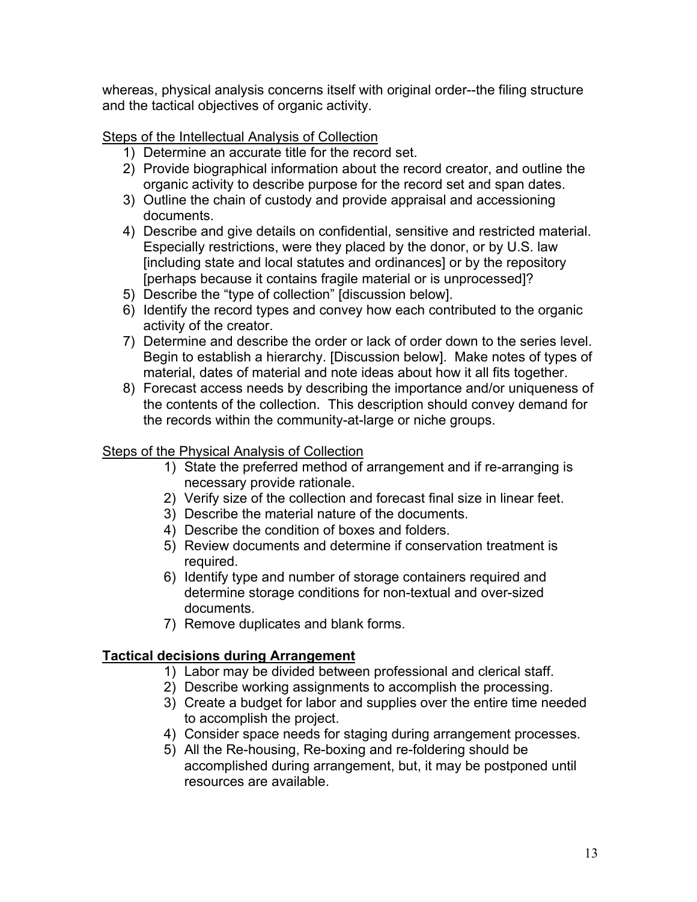whereas, physical analysis concerns itself with original order--the filing structure and the tactical objectives of organic activity.

Steps of the Intellectual Analysis of Collection

1) Determine an accurate title for the record set.
2) Provide biographical information about the record creator, and outline the organic activity to describe purpose for the record set and span dates.
3) Outline the chain of custody and provide appraisal and accessioning documents.
4) Describe and give details on confidential, sensitive and restricted material. Especially restrictions, were they placed by the donor, or by U.S. law [including state and local statutes and ordinances] or by the repository [perhaps because it contains fragile material or is unprocessed]?
5) Describe the "type of collection" [discussion below].
6) Identify the record types and convey how each contributed to the organic activity of the creator.
7) Determine and describe the order or lack of order down to the series level. Begin to establish a hierarchy. [Discussion below]. Make notes of types of material, dates of material and note ideas about how it all fits together.
8) Forecast access needs by describing the importance and/or uniqueness of the contents of the collection. This description should convey demand for the records within the community-at-large or niche groups.

Steps of the Physical Analysis of Collection

1) State the preferred method of arrangement and if re-arranging is necessary provide rationale.
2) Verify size of the collection and forecast final size in linear feet.
3) Describe the material nature of the documents.
4) Describe the condition of boxes and folders.
5) Review documents and determine if conservation treatment is required.
6) Identify type and number of storage containers required and determine storage conditions for non-textual and over-sized documents.
7) Remove duplicates and blank forms.

**Tactical decisions during Arrangement**

1) Labor may be divided between professional and clerical staff.
2) Describe working assignments to accomplish the processing.
3) Create a budget for labor and supplies over the entire time needed to accomplish the project.
4) Consider space needs for staging during arrangement processes.
5) All the Re-housing, Re-boxing and re-foldering should be accomplished during arrangement, but, it may be postponed until resources are available.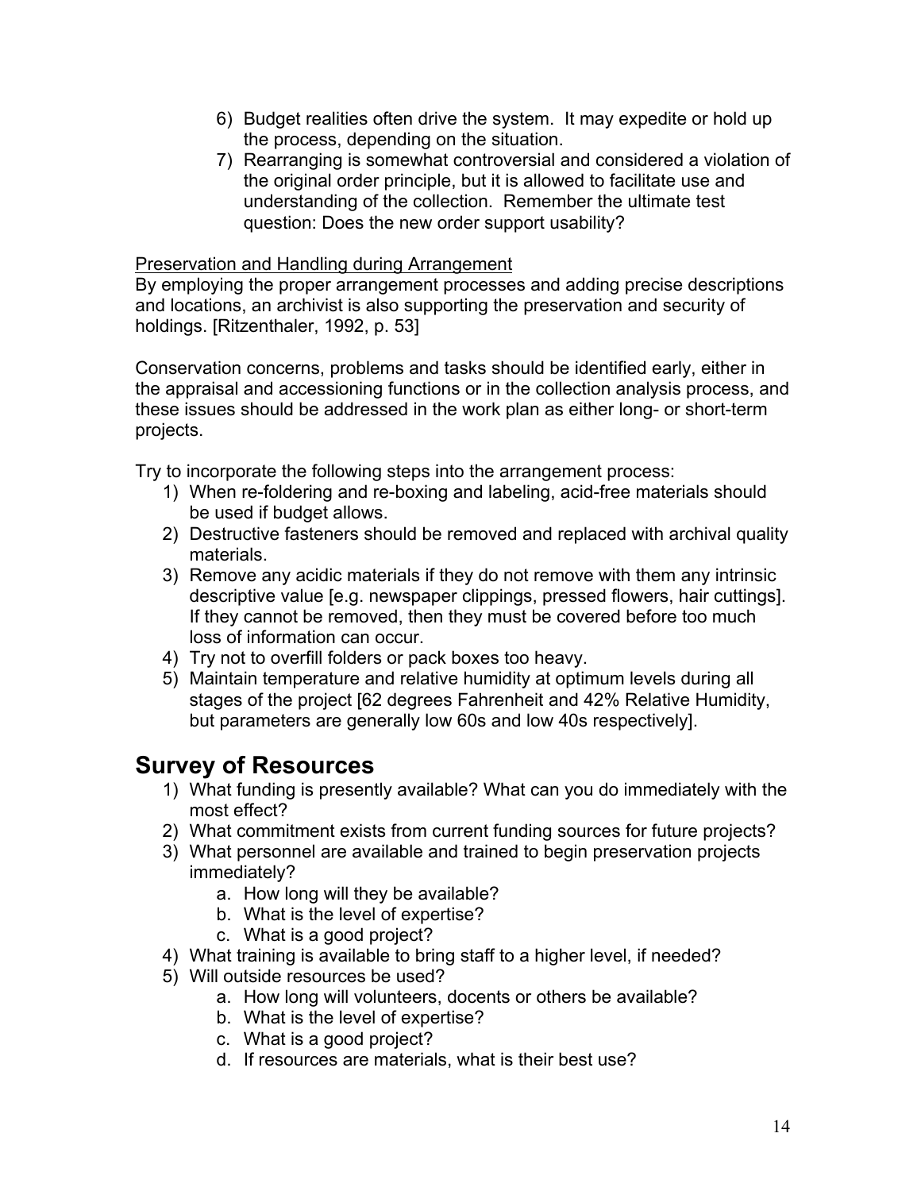6) Budget realities often drive the system. It may expedite or hold up the process, depending on the situation.
7) Rearranging is somewhat controversial and considered a violation of the original order principle, but it is allowed to facilitate use and understanding of the collection. Remember the ultimate test question: Does the new order support usability?

<u>Preservation and Handling during Arrangement</u>

By employing the proper arrangement processes and adding precise descriptions and locations, an archivist is also supporting the preservation and security of holdings. [Ritzenthaler, 1992, p. 53]

Conservation concerns, problems and tasks should be identified early, either in the appraisal and accessioning functions or in the collection analysis process, and these issues should be addressed in the work plan as either long- or short-term projects.

Try to incorporate the following steps into the arrangement process:

1) When re-foldering and re-boxing and labeling, acid-free materials should be used if budget allows.
2) Destructive fasteners should be removed and replaced with archival quality materials.
3) Remove any acidic materials if they do not remove with them any intrinsic descriptive value [e.g. newspaper clippings, pressed flowers, hair cuttings]. If they cannot be removed, then they must be covered before too much loss of information can occur.
4) Try not to overfill folders or pack boxes too heavy.
5) Maintain temperature and relative humidity at optimum levels during all stages of the project [62 degrees Fahrenheit and 42% Relative Humidity, but parameters are generally low 60s and low 40s respectively].

# Survey of Resources

1) What funding is presently available? What can you do immediately with the most effect?
2) What commitment exists from current funding sources for future projects?
3) What personnel are available and trained to begin preservation projects immediately?
    a. How long will they be available?
    b. What is the level of expertise?
    c. What is a good project?
4) What training is available to bring staff to a higher level, if needed?
5) Will outside resources be used?
    a. How long will volunteers, docents or others be available?
    b. What is the level of expertise?
    c. What is a good project?
    d. If resources are materials, what is their best use?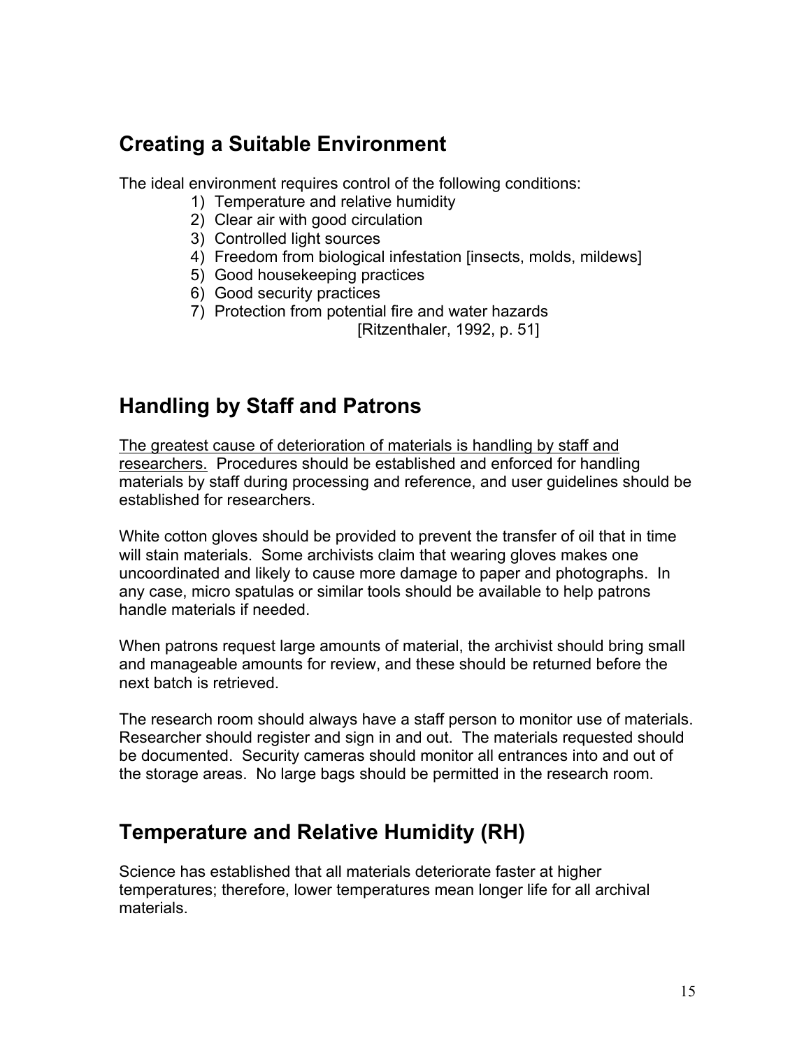## Creating a Suitable Environment

The ideal environment requires control of the following conditions:

1) Temperature and relative humidity
2) Clear air with good circulation
3) Controlled light sources
4) Freedom from biological infestation [insects, molds, mildews]
5) Good housekeeping practices
6) Good security practices
7) Protection from potential fire and water hazards

[Ritzenthaler, 1992, p. 51]

## Handling by Staff and Patrons

<u>The greatest cause of deterioration of materials is handling by staff and researchers.</u> Procedures should be established and enforced for handling materials by staff during processing and reference, and user guidelines should be established for researchers.

White cotton gloves should be provided to prevent the transfer of oil that in time will stain materials. Some archivists claim that wearing gloves makes one uncoordinated and likely to cause more damage to paper and photographs. In any case, micro spatulas or similar tools should be available to help patrons handle materials if needed.

When patrons request large amounts of material, the archivist should bring small and manageable amounts for review, and these should be returned before the next batch is retrieved.

The research room should always have a staff person to monitor use of materials. Researcher should register and sign in and out. The materials requested should be documented. Security cameras should monitor all entrances into and out of the storage areas. No large bags should be permitted in the research room.

## Temperature and Relative Humidity (RH)

Science has established that all materials deteriorate faster at higher temperatures; therefore, lower temperatures mean longer life for all archival materials.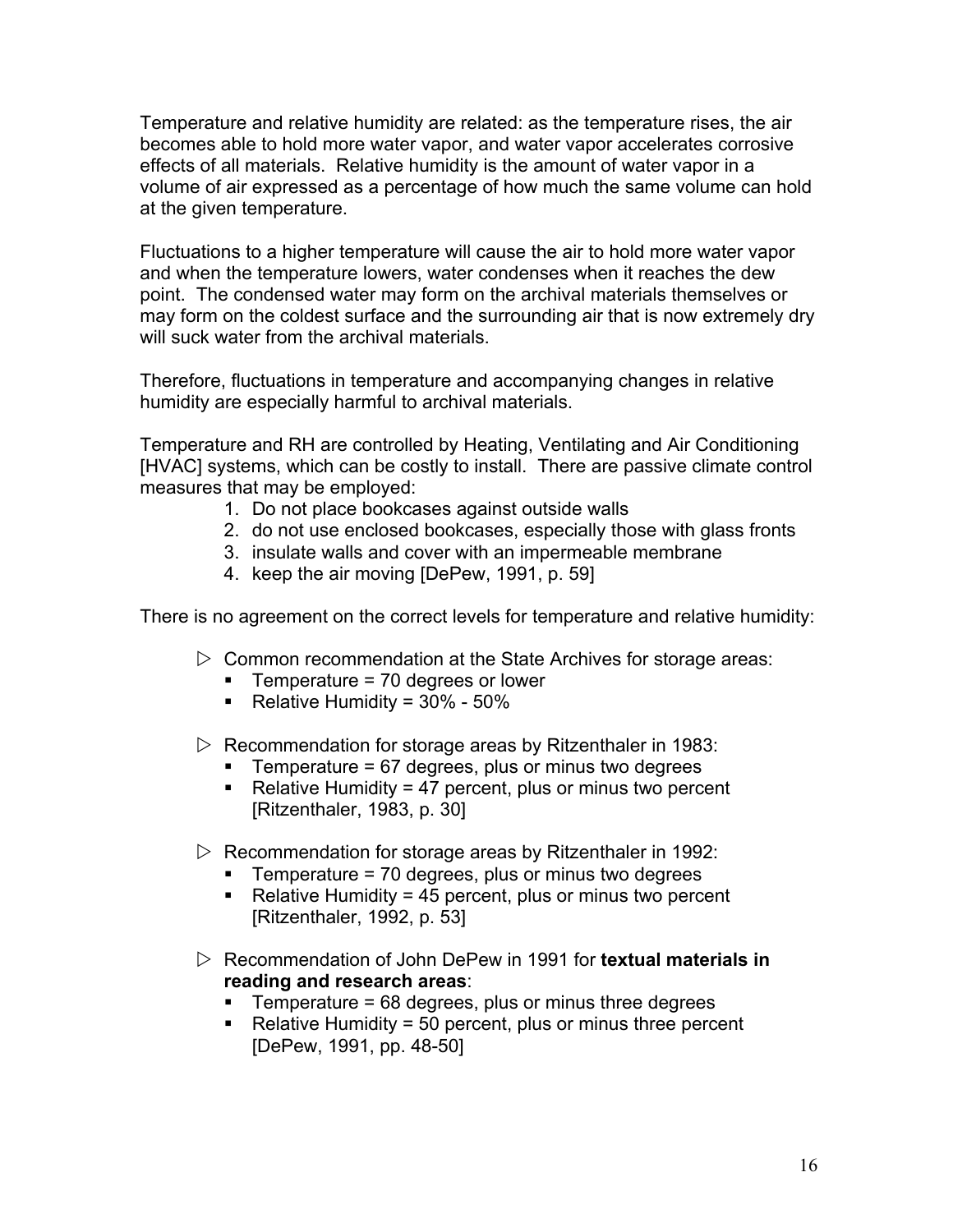Temperature and relative humidity are related: as the temperature rises, the air becomes able to hold more water vapor, and water vapor accelerates corrosive effects of all materials. Relative humidity is the amount of water vapor in a volume of air expressed as a percentage of how much the same volume can hold at the given temperature.

Fluctuations to a higher temperature will cause the air to hold more water vapor and when the temperature lowers, water condenses when it reaches the dew point. The condensed water may form on the archival materials themselves or may form on the coldest surface and the surrounding air that is now extremely dry will suck water from the archival materials.

Therefore, fluctuations in temperature and accompanying changes in relative humidity are especially harmful to archival materials.

Temperature and RH are controlled by Heating, Ventilating and Air Conditioning [HVAC] systems, which can be costly to install. There are passive climate control measures that may be employed:

1. Do not place bookcases against outside walls
2. do not use enclosed bookcases, especially those with glass fronts
3. insulate walls and cover with an impermeable membrane
4. keep the air moving [DePew, 1991, p. 59]

There is no agreement on the correct levels for temperature and relative humidity:

- Common recommendation at the State Archives for storage areas:
  - Temperature = 70 degrees or lower
  - Relative Humidity = 30% - 50%

- Recommendation for storage areas by Ritzenthaler in 1983:
  - Temperature = 67 degrees, plus or minus two degrees
  - Relative Humidity = 47 percent, plus or minus two percent [Ritzenthaler, 1983, p. 30]

- Recommendation for storage areas by Ritzenthaler in 1992:
  - Temperature = 70 degrees, plus or minus two degrees
  - Relative Humidity = 45 percent, plus or minus two percent [Ritzenthaler, 1992, p. 53]

- Recommendation of John DePew in 1991 for **textual materials in reading and research areas**:
  - Temperature = 68 degrees, plus or minus three degrees
  - Relative Humidity = 50 percent, plus or minus three percent [DePew, 1991, pp. 48-50]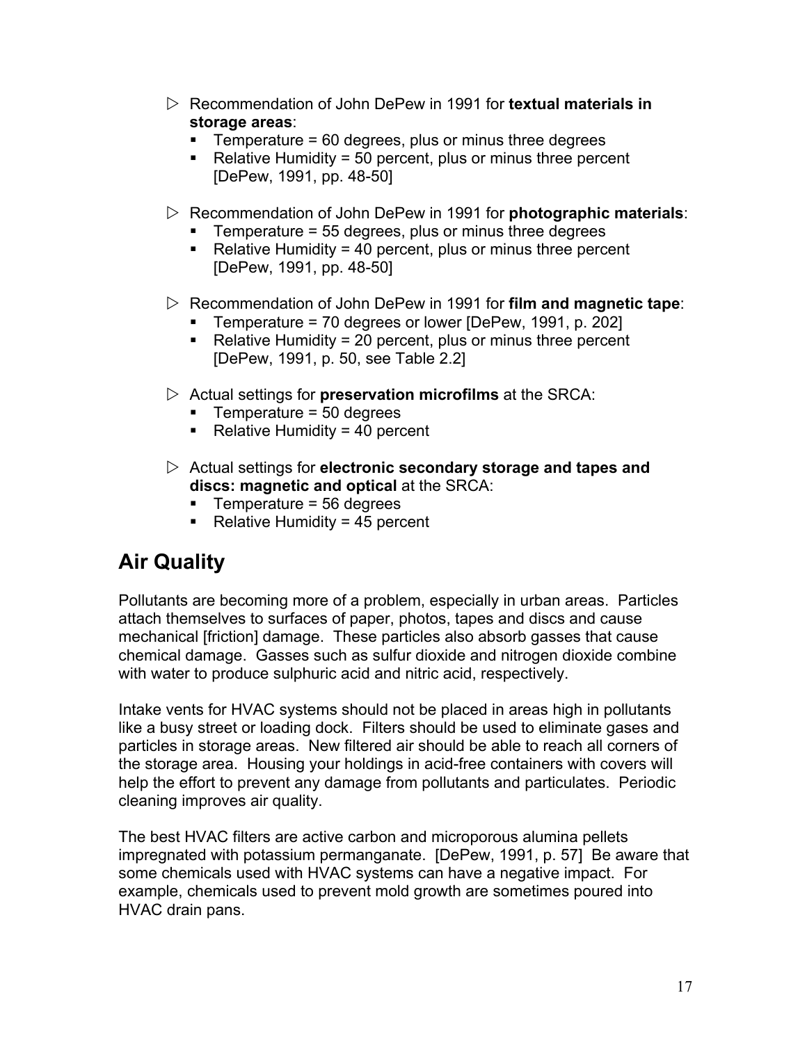- Recommendation of John DePew in 1991 for **textual materials in storage areas**:
  - Temperature = 60 degrees, plus or minus three degrees
  - Relative Humidity = 50 percent, plus or minus three percent [DePew, 1991, pp. 48-50]

- Recommendation of John DePew in 1991 for **photographic materials**:
  - Temperature = 55 degrees, plus or minus three degrees
  - Relative Humidity = 40 percent, plus or minus three percent [DePew, 1991, pp. 48-50]

- Recommendation of John DePew in 1991 for **film and magnetic tape**:
  - Temperature = 70 degrees or lower [DePew, 1991, p. 202]
  - Relative Humidity = 20 percent, plus or minus three percent [DePew, 1991, p. 50, see Table 2.2]

- Actual settings for **preservation microfilms** at the SRCA:
  - Temperature = 50 degrees
  - Relative Humidity = 40 percent

- Actual settings for **electronic secondary storage and tapes and discs: magnetic and optical** at the SRCA:
  - Temperature = 56 degrees
  - Relative Humidity = 45 percent

## Air Quality

Pollutants are becoming more of a problem, especially in urban areas. Particles attach themselves to surfaces of paper, photos, tapes and discs and cause mechanical [friction] damage. These particles also absorb gasses that cause chemical damage. Gasses such as sulfur dioxide and nitrogen dioxide combine with water to produce sulphuric acid and nitric acid, respectively.

Intake vents for HVAC systems should not be placed in areas high in pollutants like a busy street or loading dock. Filters should be used to eliminate gases and particles in storage areas. New filtered air should be able to reach all corners of the storage area. Housing your holdings in acid-free containers with covers will help the effort to prevent any damage from pollutants and particulates. Periodic cleaning improves air quality.

The best HVAC filters are active carbon and microporous alumina pellets impregnated with potassium permanganate. [DePew, 1991, p. 57] Be aware that some chemicals used with HVAC systems can have a negative impact. For example, chemicals used to prevent mold growth are sometimes poured into HVAC drain pans.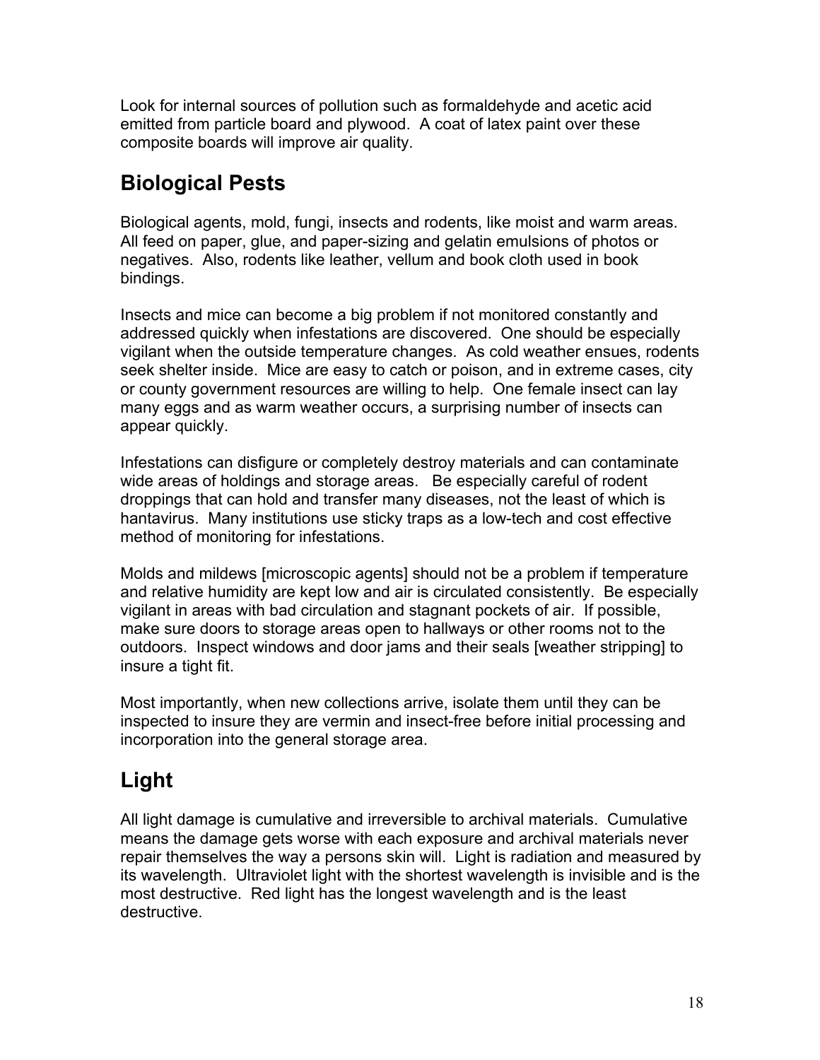Look for internal sources of pollution such as formaldehyde and acetic acid emitted from particle board and plywood. A coat of latex paint over these composite boards will improve air quality.

## Biological Pests

Biological agents, mold, fungi, insects and rodents, like moist and warm areas. All feed on paper, glue, and paper-sizing and gelatin emulsions of photos or negatives. Also, rodents like leather, vellum and book cloth used in book bindings.

Insects and mice can become a big problem if not monitored constantly and addressed quickly when infestations are discovered. One should be especially vigilant when the outside temperature changes. As cold weather ensues, rodents seek shelter inside. Mice are easy to catch or poison, and in extreme cases, city or county government resources are willing to help. One female insect can lay many eggs and as warm weather occurs, a surprising number of insects can appear quickly.

Infestations can disfigure or completely destroy materials and can contaminate wide areas of holdings and storage areas. Be especially careful of rodent droppings that can hold and transfer many diseases, not the least of which is hantavirus. Many institutions use sticky traps as a low-tech and cost effective method of monitoring for infestations.

Molds and mildews [microscopic agents] should not be a problem if temperature and relative humidity are kept low and air is circulated consistently. Be especially vigilant in areas with bad circulation and stagnant pockets of air. If possible, make sure doors to storage areas open to hallways or other rooms not to the outdoors. Inspect windows and door jams and their seals [weather stripping] to insure a tight fit.

Most importantly, when new collections arrive, isolate them until they can be inspected to insure they are vermin and insect-free before initial processing and incorporation into the general storage area.

## Light

All light damage is cumulative and irreversible to archival materials. Cumulative means the damage gets worse with each exposure and archival materials never repair themselves the way a persons skin will. Light is radiation and measured by its wavelength. Ultraviolet light with the shortest wavelength is invisible and is the most destructive. Red light has the longest wavelength and is the least destructive.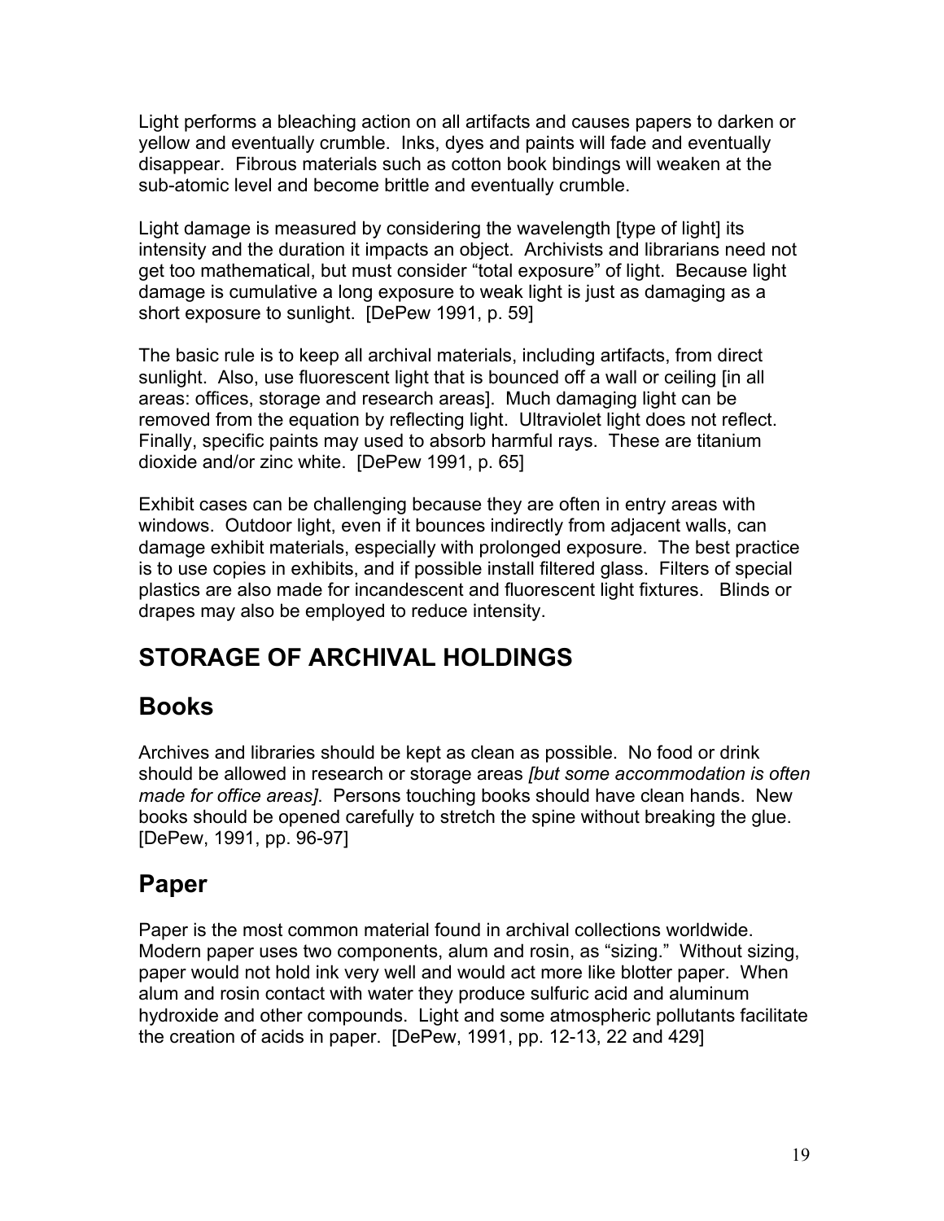Light performs a bleaching action on all artifacts and causes papers to darken or yellow and eventually crumble. Inks, dyes and paints will fade and eventually disappear. Fibrous materials such as cotton book bindings will weaken at the sub-atomic level and become brittle and eventually crumble.

Light damage is measured by considering the wavelength [type of light] its intensity and the duration it impacts an object. Archivists and librarians need not get too mathematical, but must consider "total exposure" of light. Because light damage is cumulative a long exposure to weak light is just as damaging as a short exposure to sunlight. [DePew 1991, p. 59]

The basic rule is to keep all archival materials, including artifacts, from direct sunlight. Also, use fluorescent light that is bounced off a wall or ceiling [in all areas: offices, storage and research areas]. Much damaging light can be removed from the equation by reflecting light. Ultraviolet light does not reflect. Finally, specific paints may used to absorb harmful rays. These are titanium dioxide and/or zinc white. [DePew 1991, p. 65]

Exhibit cases can be challenging because they are often in entry areas with windows. Outdoor light, even if it bounces indirectly from adjacent walls, can damage exhibit materials, especially with prolonged exposure. The best practice is to use copies in exhibits, and if possible install filtered glass. Filters of special plastics are also made for incandescent and fluorescent light fixtures. Blinds or drapes may also be employed to reduce intensity.

# STORAGE OF ARCHIVAL HOLDINGS

## Books

Archives and libraries should be kept as clean as possible. No food or drink should be allowed in research or storage areas *[but some accommodation is often made for office areas]*. Persons touching books should have clean hands. New books should be opened carefully to stretch the spine without breaking the glue. [DePew, 1991, pp. 96-97]

## Paper

Paper is the most common material found in archival collections worldwide. Modern paper uses two components, alum and rosin, as "sizing." Without sizing, paper would not hold ink very well and would act more like blotter paper. When alum and rosin contact with water they produce sulfuric acid and aluminum hydroxide and other compounds. Light and some atmospheric pollutants facilitate the creation of acids in paper. [DePew, 1991, pp. 12-13, 22 and 429]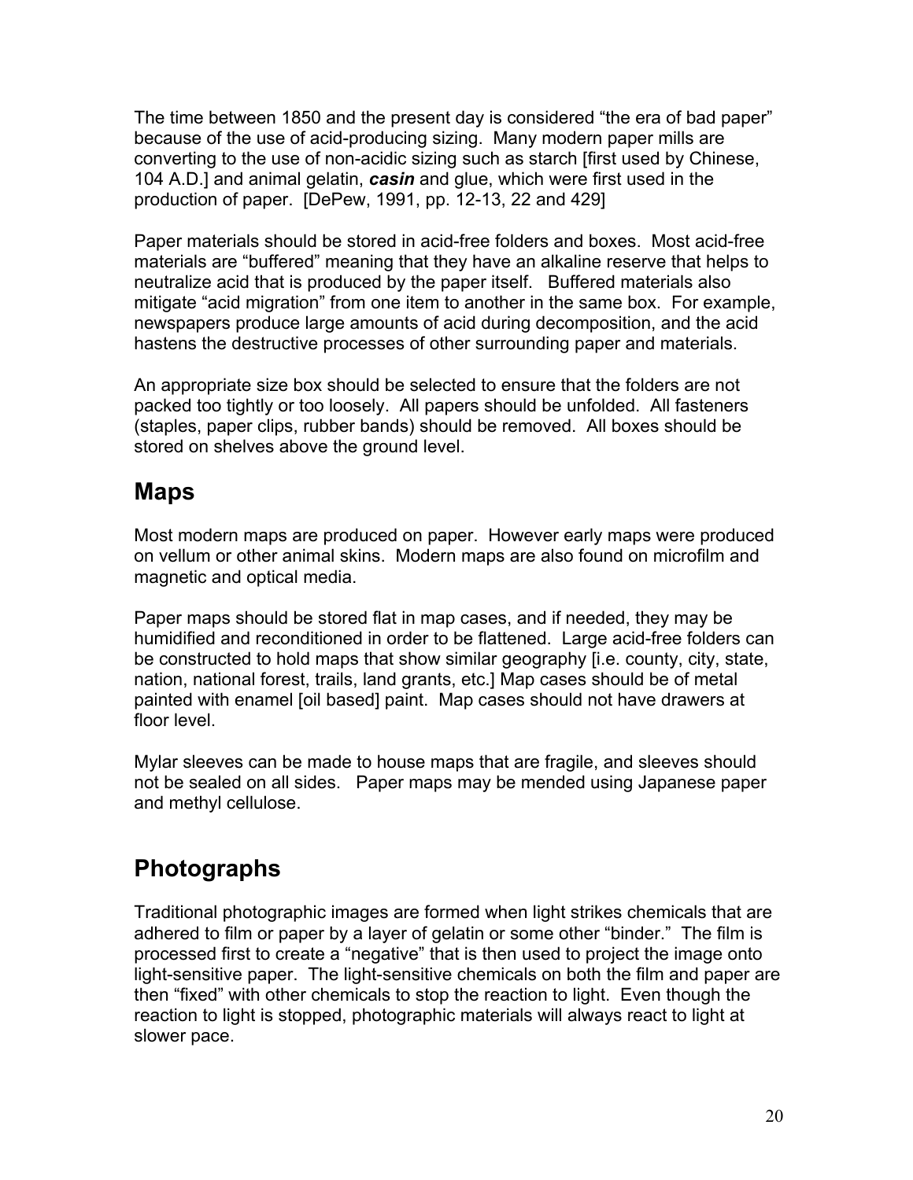The time between 1850 and the present day is considered "the era of bad paper" because of the use of acid-producing sizing. Many modern paper mills are converting to the use of non-acidic sizing such as starch [first used by Chinese, 104 A.D.] and animal gelatin, ***casin*** and glue, which were first used in the production of paper. [DePew, 1991, pp. 12-13, 22 and 429]

Paper materials should be stored in acid-free folders and boxes. Most acid-free materials are "buffered" meaning that they have an alkaline reserve that helps to neutralize acid that is produced by the paper itself. Buffered materials also mitigate "acid migration" from one item to another in the same box. For example, newspapers produce large amounts of acid during decomposition, and the acid hastens the destructive processes of other surrounding paper and materials.

An appropriate size box should be selected to ensure that the folders are not packed too tightly or too loosely. All papers should be unfolded. All fasteners (staples, paper clips, rubber bands) should be removed. All boxes should be stored on shelves above the ground level.

## Maps

Most modern maps are produced on paper. However early maps were produced on vellum or other animal skins. Modern maps are also found on microfilm and magnetic and optical media.

Paper maps should be stored flat in map cases, and if needed, they may be humidified and reconditioned in order to be flattened. Large acid-free folders can be constructed to hold maps that show similar geography [i.e. county, city, state, nation, national forest, trails, land grants, etc.] Map cases should be of metal painted with enamel [oil based] paint. Map cases should not have drawers at floor level.

Mylar sleeves can be made to house maps that are fragile, and sleeves should not be sealed on all sides. Paper maps may be mended using Japanese paper and methyl cellulose.

## Photographs

Traditional photographic images are formed when light strikes chemicals that are adhered to film or paper by a layer of gelatin or some other "binder." The film is processed first to create a "negative" that is then used to project the image onto light-sensitive paper. The light-sensitive chemicals on both the film and paper are then "fixed" with other chemicals to stop the reaction to light. Even though the reaction to light is stopped, photographic materials will always react to light at slower pace.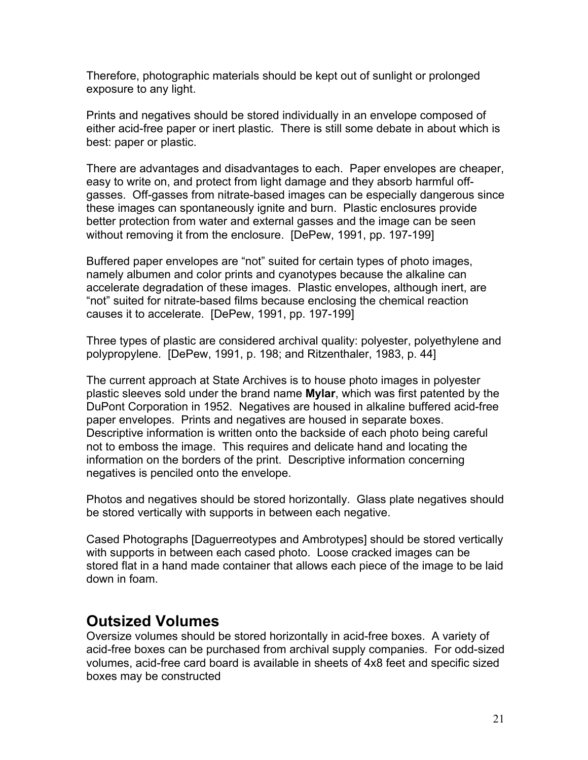Therefore, photographic materials should be kept out of sunlight or prolonged exposure to any light.

Prints and negatives should be stored individually in an envelope composed of either acid-free paper or inert plastic. There is still some debate in about which is best: paper or plastic.

There are advantages and disadvantages to each. Paper envelopes are cheaper, easy to write on, and protect from light damage and they absorb harmful off-gasses. Off-gasses from nitrate-based images can be especially dangerous since these images can spontaneously ignite and burn. Plastic enclosures provide better protection from water and external gasses and the image can be seen without removing it from the enclosure. [DePew, 1991, pp. 197-199]

Buffered paper envelopes are "not" suited for certain types of photo images, namely albumen and color prints and cyanotypes because the alkaline can accelerate degradation of these images. Plastic envelopes, although inert, are "not" suited for nitrate-based films because enclosing the chemical reaction causes it to accelerate. [DePew, 1991, pp. 197-199]

Three types of plastic are considered archival quality: polyester, polyethylene and polypropylene. [DePew, 1991, p. 198; and Ritzenthaler, 1983, p. 44]

The current approach at State Archives is to house photo images in polyester plastic sleeves sold under the brand name **Mylar**, which was first patented by the DuPont Corporation in 1952. Negatives are housed in alkaline buffered acid-free paper envelopes. Prints and negatives are housed in separate boxes. Descriptive information is written onto the backside of each photo being careful not to emboss the image. This requires and delicate hand and locating the information on the borders of the print. Descriptive information concerning negatives is penciled onto the envelope.

Photos and negatives should be stored horizontally. Glass plate negatives should be stored vertically with supports in between each negative.

Cased Photographs [Daguerreotypes and Ambrotypes] should be stored vertically with supports in between each cased photo. Loose cracked images can be stored flat in a hand made container that allows each piece of the image to be laid down in foam.

## Outsized Volumes

Oversize volumes should be stored horizontally in acid-free boxes. A variety of acid-free boxes can be purchased from archival supply companies. For odd-sized volumes, acid-free card board is available in sheets of 4x8 feet and specific sized boxes may be constructed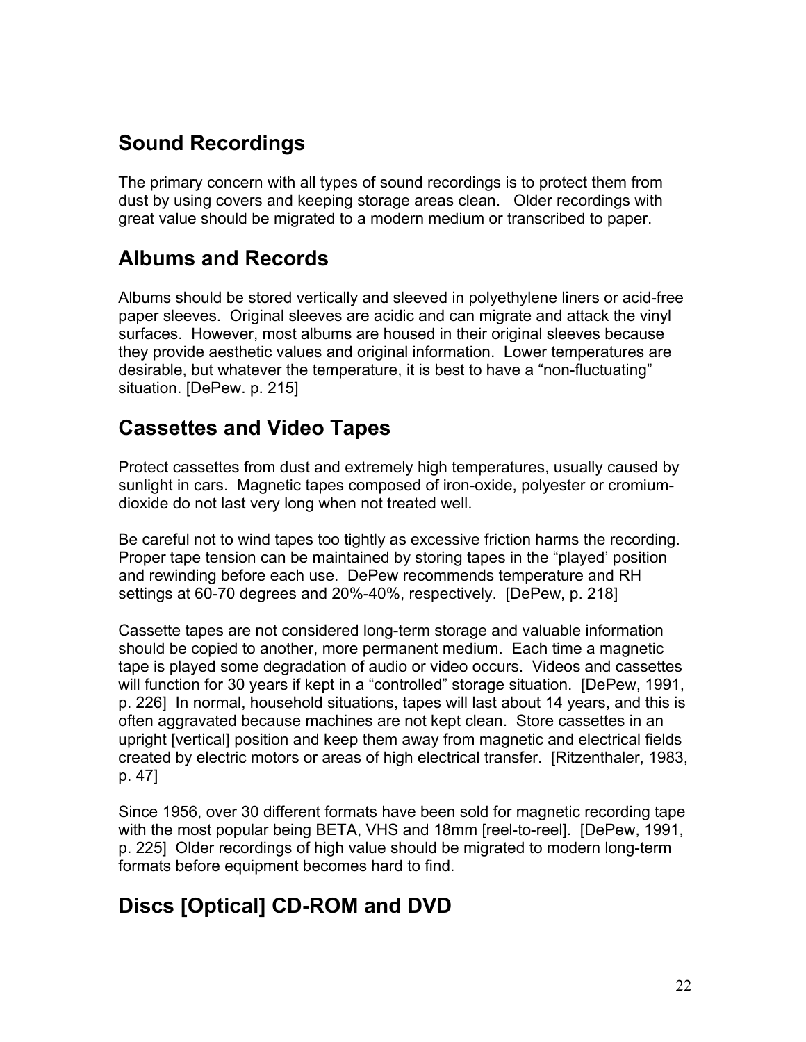## Sound Recordings

The primary concern with all types of sound recordings is to protect them from dust by using covers and keeping storage areas clean. Older recordings with great value should be migrated to a modern medium or transcribed to paper.

## Albums and Records

Albums should be stored vertically and sleeved in polyethylene liners or acid-free paper sleeves. Original sleeves are acidic and can migrate and attack the vinyl surfaces. However, most albums are housed in their original sleeves because they provide aesthetic values and original information. Lower temperatures are desirable, but whatever the temperature, it is best to have a “non-fluctuating” situation. [DePew. p. 215]

## Cassettes and Video Tapes

Protect cassettes from dust and extremely high temperatures, usually caused by sunlight in cars. Magnetic tapes composed of iron-oxide, polyester or cromium-dioxide do not last very long when not treated well.

Be careful not to wind tapes too tightly as excessive friction harms the recording. Proper tape tension can be maintained by storing tapes in the “played’ position and rewinding before each use. DePew recommends temperature and RH settings at 60-70 degrees and 20%-40%, respectively. [DePew, p. 218]

Cassette tapes are not considered long-term storage and valuable information should be copied to another, more permanent medium. Each time a magnetic tape is played some degradation of audio or video occurs. Videos and cassettes will function for 30 years if kept in a “controlled” storage situation. [DePew, 1991, p. 226] In normal, household situations, tapes will last about 14 years, and this is often aggravated because machines are not kept clean. Store cassettes in an upright [vertical] position and keep them away from magnetic and electrical fields created by electric motors or areas of high electrical transfer. [Ritzenthaler, 1983, p. 47]

Since 1956, over 30 different formats have been sold for magnetic recording tape with the most popular being BETA, VHS and 18mm [reel-to-reel]. [DePew, 1991, p. 225] Older recordings of high value should be migrated to modern long-term formats before equipment becomes hard to find.

## Discs [Optical] CD-ROM and DVD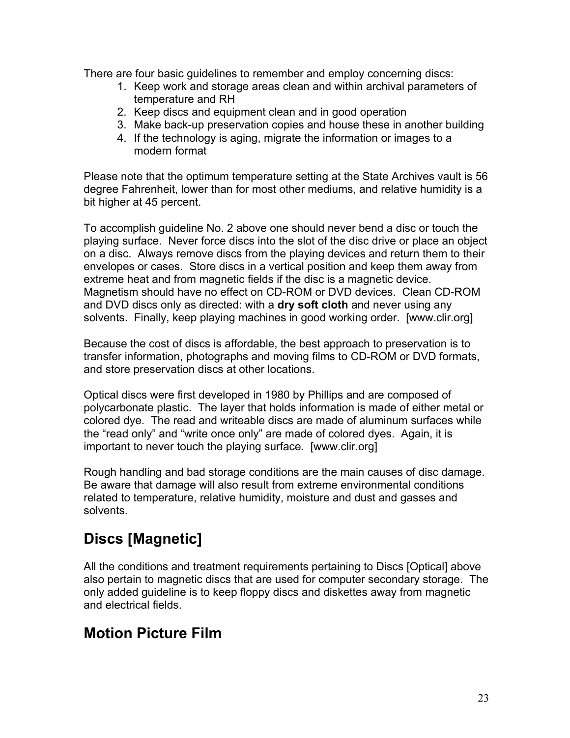There are four basic guidelines to remember and employ concerning discs:

1. Keep work and storage areas clean and within archival parameters of temperature and RH
2. Keep discs and equipment clean and in good operation
3. Make back-up preservation copies and house these in another building
4. If the technology is aging, migrate the information or images to a modern format

Please note that the optimum temperature setting at the State Archives vault is 56 degree Fahrenheit, lower than for most other mediums, and relative humidity is a bit higher at 45 percent.

To accomplish guideline No. 2 above one should never bend a disc or touch the playing surface. Never force discs into the slot of the disc drive or place an object on a disc. Always remove discs from the playing devices and return them to their envelopes or cases. Store discs in a vertical position and keep them away from extreme heat and from magnetic fields if the disc is a magnetic device. Magnetism should have no effect on CD-ROM or DVD devices. Clean CD-ROM and DVD discs only as directed: with a **dry soft cloth** and never using any solvents. Finally, keep playing machines in good working order. [www.clir.org]

Because the cost of discs is affordable, the best approach to preservation is to transfer information, photographs and moving films to CD-ROM or DVD formats, and store preservation discs at other locations.

Optical discs were first developed in 1980 by Phillips and are composed of polycarbonate plastic. The layer that holds information is made of either metal or colored dye. The read and writeable discs are made of aluminum surfaces while the "read only" and "write once only" are made of colored dyes. Again, it is important to never touch the playing surface. [www.clir.org]

Rough handling and bad storage conditions are the main causes of disc damage. Be aware that damage will also result from extreme environmental conditions related to temperature, relative humidity, moisture and dust and gasses and solvents.

## Discs [Magnetic]

All the conditions and treatment requirements pertaining to Discs [Optical] above also pertain to magnetic discs that are used for computer secondary storage. The only added guideline is to keep floppy discs and diskettes away from magnetic and electrical fields.

## Motion Picture Film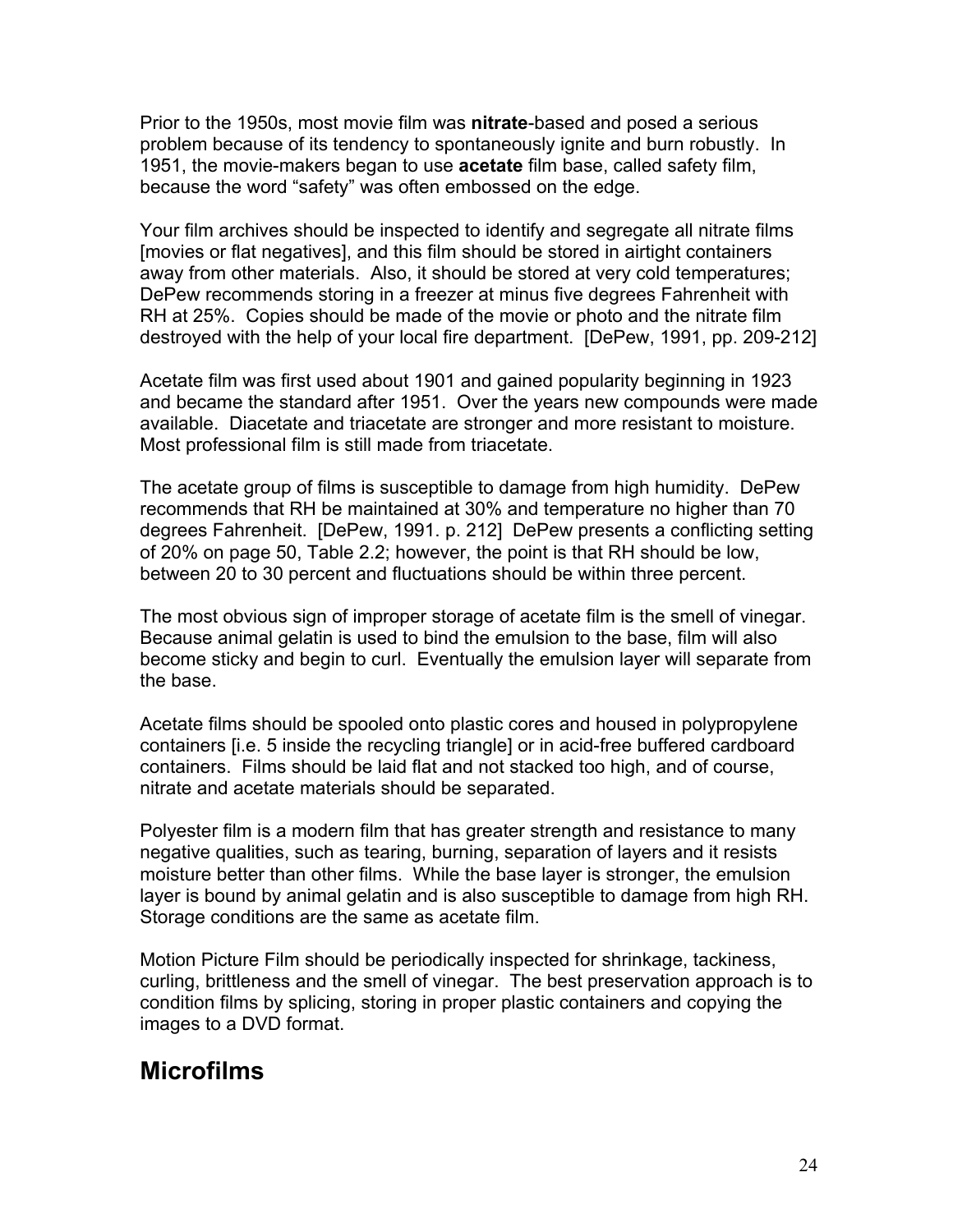Prior to the 1950s, most movie film was **nitrate**-based and posed a serious problem because of its tendency to spontaneously ignite and burn robustly. In 1951, the movie-makers began to use **acetate** film base, called safety film, because the word "safety" was often embossed on the edge.

Your film archives should be inspected to identify and segregate all nitrate films [movies or flat negatives], and this film should be stored in airtight containers away from other materials. Also, it should be stored at very cold temperatures; DePew recommends storing in a freezer at minus five degrees Fahrenheit with RH at 25%. Copies should be made of the movie or photo and the nitrate film destroyed with the help of your local fire department. [DePew, 1991, pp. 209-212]

Acetate film was first used about 1901 and gained popularity beginning in 1923 and became the standard after 1951. Over the years new compounds were made available. Diacetate and triacetate are stronger and more resistant to moisture. Most professional film is still made from triacetate.

The acetate group of films is susceptible to damage from high humidity. DePew recommends that RH be maintained at 30% and temperature no higher than 70 degrees Fahrenheit. [DePew, 1991. p. 212] DePew presents a conflicting setting of 20% on page 50, Table 2.2; however, the point is that RH should be low, between 20 to 30 percent and fluctuations should be within three percent.

The most obvious sign of improper storage of acetate film is the smell of vinegar. Because animal gelatin is used to bind the emulsion to the base, film will also become sticky and begin to curl. Eventually the emulsion layer will separate from the base.

Acetate films should be spooled onto plastic cores and housed in polypropylene containers [i.e. 5 inside the recycling triangle] or in acid-free buffered cardboard containers. Films should be laid flat and not stacked too high, and of course, nitrate and acetate materials should be separated.

Polyester film is a modern film that has greater strength and resistance to many negative qualities, such as tearing, burning, separation of layers and it resists moisture better than other films. While the base layer is stronger, the emulsion layer is bound by animal gelatin and is also susceptible to damage from high RH. Storage conditions are the same as acetate film.

Motion Picture Film should be periodically inspected for shrinkage, tackiness, curling, brittleness and the smell of vinegar. The best preservation approach is to condition films by splicing, storing in proper plastic containers and copying the images to a DVD format.

## Microfilms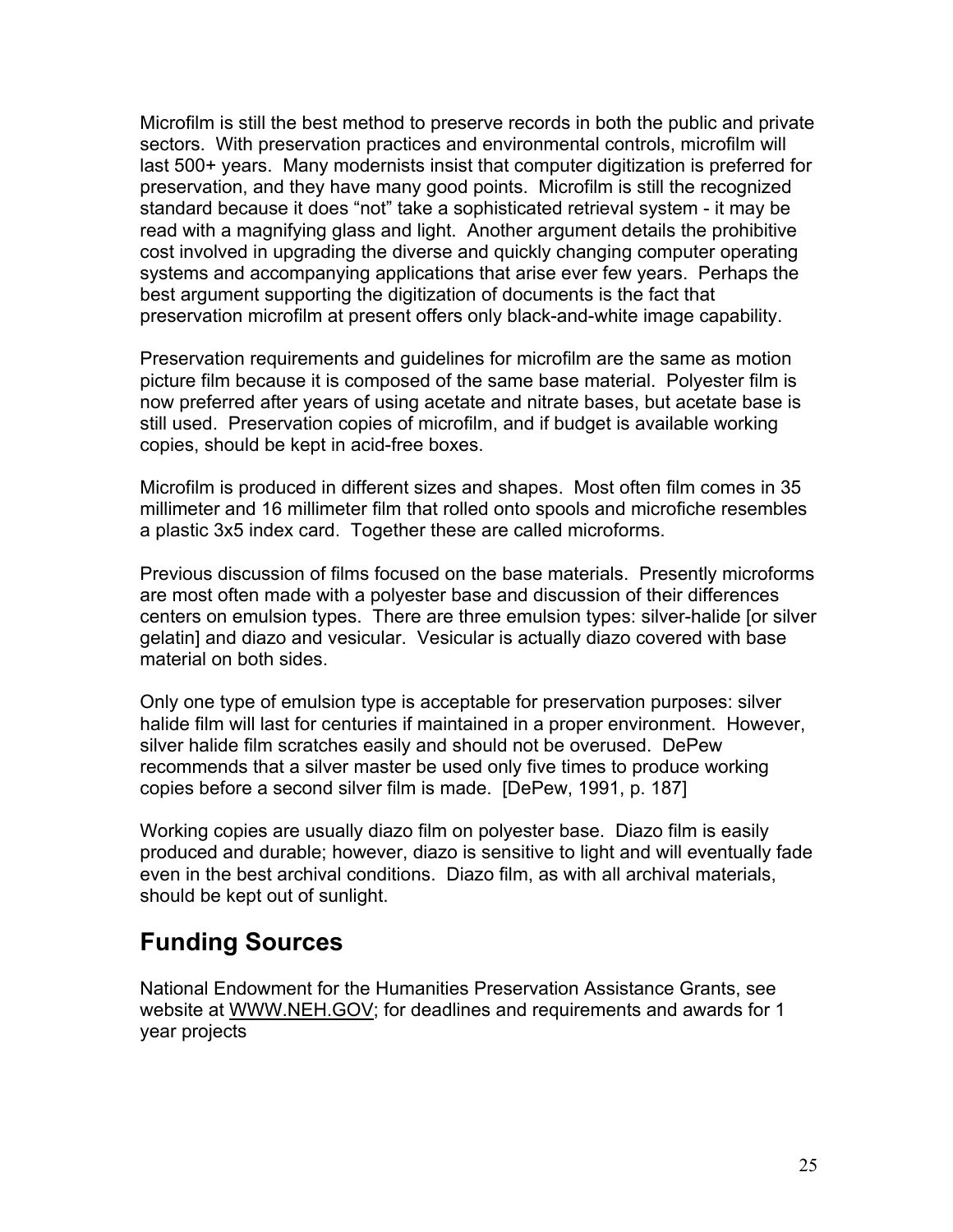Microfilm is still the best method to preserve records in both the public and private sectors. With preservation practices and environmental controls, microfilm will last 500+ years. Many modernists insist that computer digitization is preferred for preservation, and they have many good points. Microfilm is still the recognized standard because it does “not” take a sophisticated retrieval system - it may be read with a magnifying glass and light. Another argument details the prohibitive cost involved in upgrading the diverse and quickly changing computer operating systems and accompanying applications that arise ever few years. Perhaps the best argument supporting the digitization of documents is the fact that preservation microfilm at present offers only black-and-white image capability.

Preservation requirements and guidelines for microfilm are the same as motion picture film because it is composed of the same base material. Polyester film is now preferred after years of using acetate and nitrate bases, but acetate base is still used. Preservation copies of microfilm, and if budget is available working copies, should be kept in acid-free boxes.

Microfilm is produced in different sizes and shapes. Most often film comes in 35 millimeter and 16 millimeter film that rolled onto spools and microfiche resembles a plastic 3x5 index card. Together these are called microforms.

Previous discussion of films focused on the base materials. Presently microforms are most often made with a polyester base and discussion of their differences centers on emulsion types. There are three emulsion types: silver-halide [or silver gelatin] and diazo and vesicular. Vesicular is actually diazo covered with base material on both sides.

Only one type of emulsion type is acceptable for preservation purposes: silver halide film will last for centuries if maintained in a proper environment. However, silver halide film scratches easily and should not be overused. DePew recommends that a silver master be used only five times to produce working copies before a second silver film is made. [DePew, 1991, p. 187]

Working copies are usually diazo film on polyester base. Diazo film is easily produced and durable; however, diazo is sensitive to light and will eventually fade even in the best archival conditions. Diazo film, as with all archival materials, should be kept out of sunlight.

## Funding Sources

National Endowment for the Humanities Preservation Assistance Grants, see website at WWW.NEH.GOV; for deadlines and requirements and awards for 1 year projects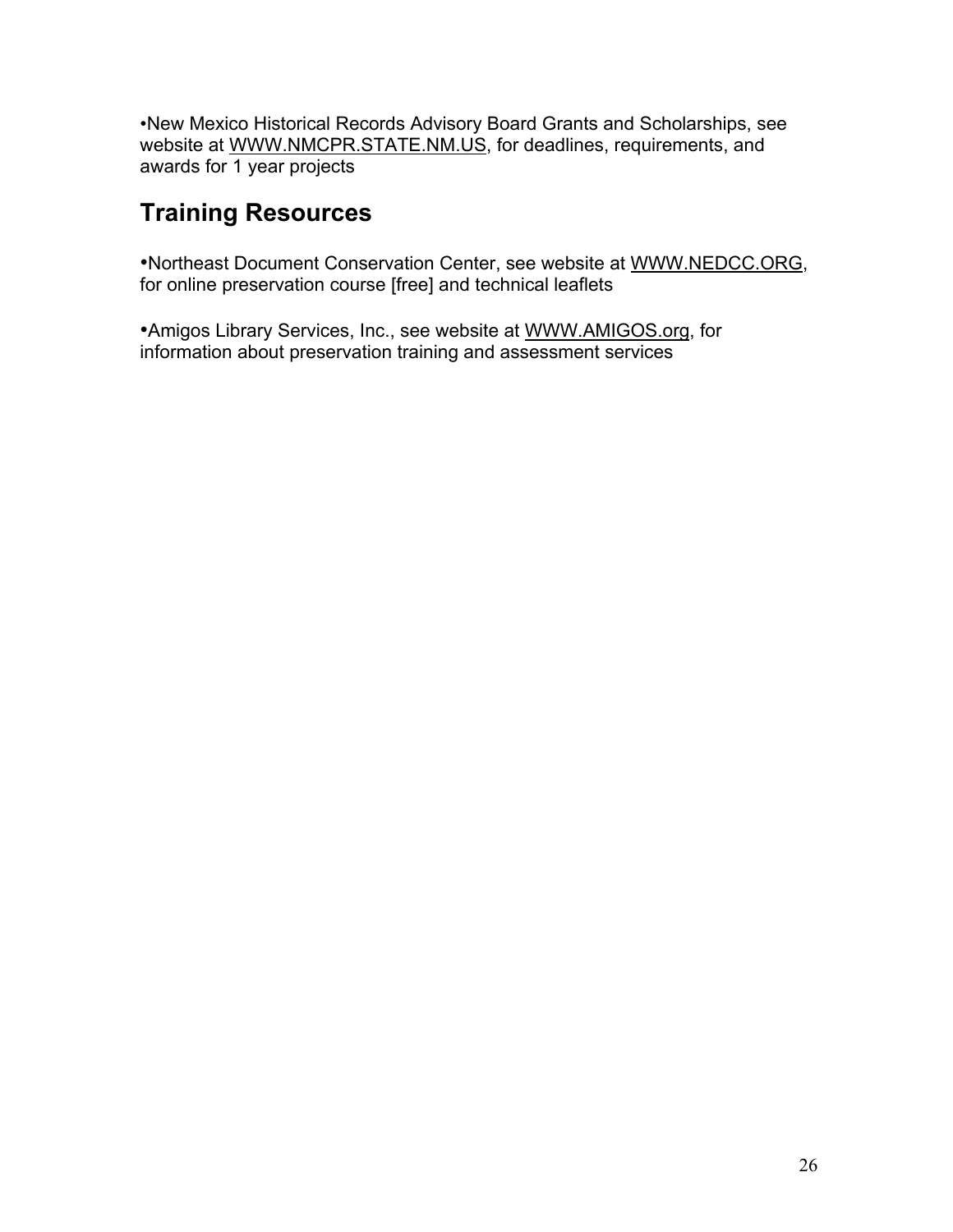- New Mexico Historical Records Advisory Board Grants and Scholarships, see website at WWW.NMCPR.STATE.NM.US, for deadlines, requirements, and awards for 1 year projects

## Training Resources

- Northeast Document Conservation Center, see website at WWW.NEDCC.ORG, for online preservation course [free] and technical leaflets

- Amigos Library Services, Inc., see website at WWW.AMIGOS.org, for information about preservation training and assessment services